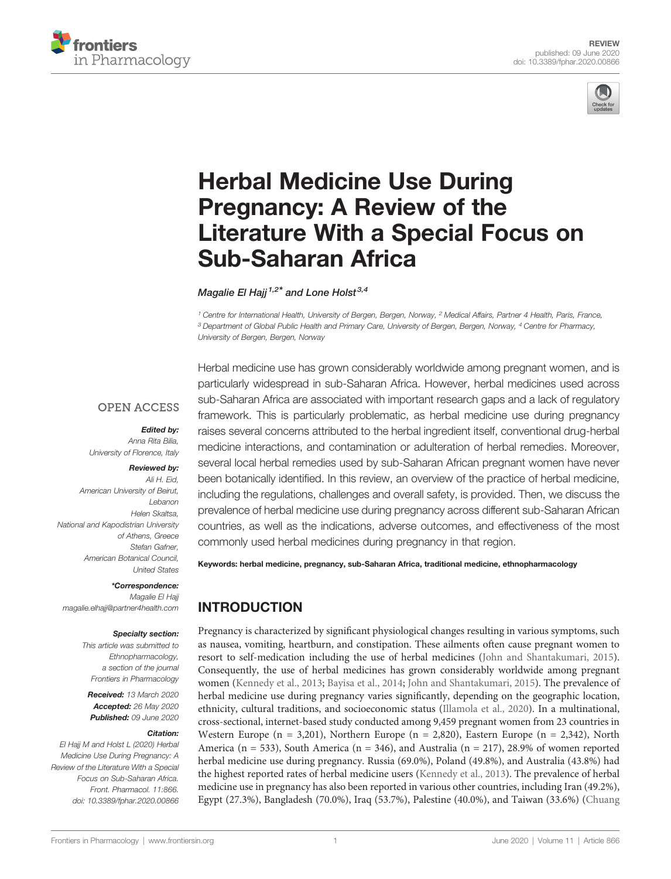REVIEW
published: 09 June 2020
doi: 10.3389/fphar.2020.00866

# Herbal Medicine Use During Pregnancy: A Review of the Literature With a Special Focus on Sub-Saharan Africa

*Magalie El Hajj*[1,2]* and *Lone Holst*[3,4]

[1] Centre for International Health, University of Bergen, Bergen, Norway, [2] Medical Affairs, Partner 4 Health, Paris, France, [3] Department of Global Public Health and Primary Care, University of Bergen, Bergen, Norway, [4] Centre for Pharmacy, University of Bergen, Bergen, Norway

OPEN ACCESS

***Edited by:***
Anna Rita Bilia,
University of Florence, Italy

***Reviewed by:***
Ali H. Eid,
American University of Beirut, Lebanon
Helen Skaltsa,
National and Kapodistrian University of Athens, Greece
Stefan Gafner,
American Botanical Council, United States

***\*Correspondence:***
Magalie El Hajj
magalie.elhajj@partner4health.com

***Specialty section:***
This article was submitted to Ethnopharmacology, a section of the journal Frontiers in Pharmacology

***Received:*** 13 March 2020
***Accepted:*** 26 May 2020
***Published:*** 09 June 2020

***Citation:***
El Hajj M and Holst L (2020) Herbal Medicine Use During Pregnancy: A Review of the Literature With a Special Focus on Sub-Saharan Africa. Front. Pharmacol. 11:866. doi: 10.3389/fphar.2020.00866

Herbal medicine use has grown considerably worldwide among pregnant women, and is particularly widespread in sub-Saharan Africa. However, herbal medicines used across sub-Saharan Africa are associated with important research gaps and a lack of regulatory framework. This is particularly problematic, as herbal medicine use during pregnancy raises several concerns attributed to the herbal ingredient itself, conventional drug-herbal medicine interactions, and contamination or adulteration of herbal remedies. Moreover, several local herbal remedies used by sub-Saharan African pregnant women have never been botanically identified. In this review, an overview of the practice of herbal medicine, including the regulations, challenges and overall safety, is provided. Then, we discuss the prevalence of herbal medicine use during pregnancy across different sub-Saharan African countries, as well as the indications, adverse outcomes, and effectiveness of the most commonly used herbal medicines during pregnancy in that region.

**Keywords: herbal medicine, pregnancy, sub-Saharan Africa, traditional medicine, ethnopharmacology**

## INTRODUCTION

Pregnancy is characterized by significant physiological changes resulting in various symptoms, such as nausea, vomiting, heartburn, and constipation. These ailments often cause pregnant women to resort to self-medication including the use of herbal medicines (John and Shantakumari, 2015). Consequently, the use of herbal medicines has grown considerably worldwide among pregnant women (Kennedy et al., 2013; Bayisa et al., 2014; John and Shantakumari, 2015). The prevalence of herbal medicine use during pregnancy varies significantly, depending on the geographic location, ethnicity, cultural traditions, and socioeconomic status (Illamola et al., 2020). In a multinational, cross-sectional, internet-based study conducted among 9,459 pregnant women from 23 countries in Western Europe (n = 3,201), Northern Europe (n = 2,820), Eastern Europe (n = 2,342), North America (n = 533), South America (n = 346), and Australia (n = 217), 28.9% of women reported herbal medicine use during pregnancy. Russia (69.0%), Poland (49.8%), and Australia (43.8%) had the highest reported rates of herbal medicine users (Kennedy et al., 2013). The prevalence of herbal medicine use in pregnancy has also been reported in various other countries, including Iran (49.2%), Egypt (27.3%), Bangladesh (70.0%), Iraq (53.7%), Palestine (40.0%), and Taiwan (33.6%) (Chuang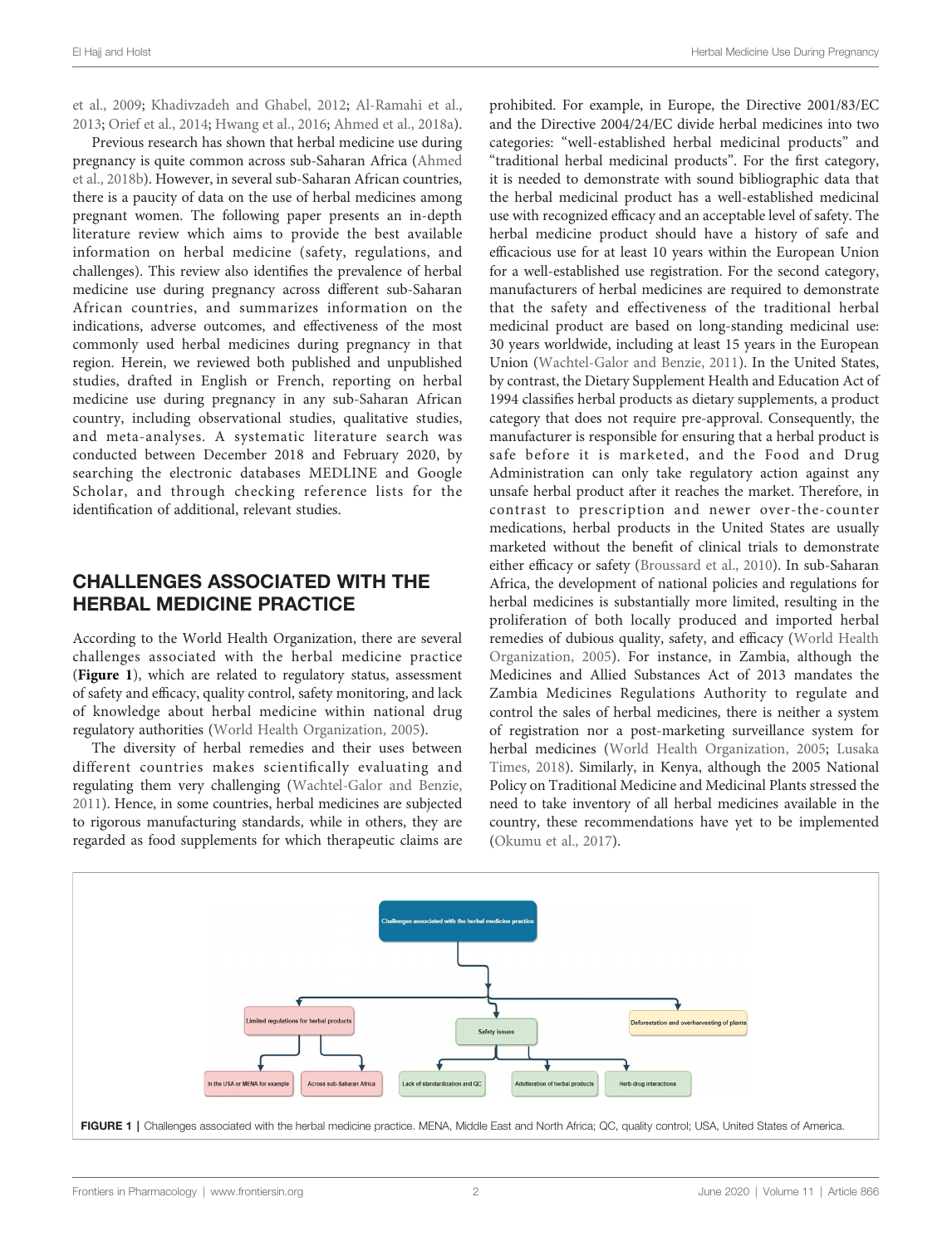et al., 2009; Khadivzadeh and Ghabel, 2012; Al-Ramahi et al., 2013; Orief et al., 2014; Hwang et al., 2016; Ahmed et al., 2018a).

Previous research has shown that herbal medicine use during pregnancy is quite common across sub-Saharan Africa (Ahmed et al., 2018b). However, in several sub-Saharan African countries, there is a paucity of data on the use of herbal medicines among pregnant women. The following paper presents an in-depth literature review which aims to provide the best available information on herbal medicine (safety, regulations, and challenges). This review also identifies the prevalence of herbal medicine use during pregnancy across different sub-Saharan African countries, and summarizes information on the indications, adverse outcomes, and effectiveness of the most commonly used herbal medicines during pregnancy in that region. Herein, we reviewed both published and unpublished studies, drafted in English or French, reporting on herbal medicine use during pregnancy in any sub-Saharan African country, including observational studies, qualitative studies, and meta-analyses. A systematic literature search was conducted between December 2018 and February 2020, by searching the electronic databases MEDLINE and Google Scholar, and through checking reference lists for the identification of additional, relevant studies.

## CHALLENGES ASSOCIATED WITH THE HERBAL MEDICINE PRACTICE

According to the World Health Organization, there are several challenges associated with the herbal medicine practice (**Figure 1**), which are related to regulatory status, assessment of safety and efficacy, quality control, safety monitoring, and lack of knowledge about herbal medicine within national drug regulatory authorities (World Health Organization, 2005).

The diversity of herbal remedies and their uses between different countries makes scientifically evaluating and regulating them very challenging (Wachtel-Galor and Benzie, 2011). Hence, in some countries, herbal medicines are subjected to rigorous manufacturing standards, while in others, they are regarded as food supplements for which therapeutic claims are prohibited. For example, in Europe, the Directive 2001/83/EC and the Directive 2004/24/EC divide herbal medicines into two categories: "well-established herbal medicinal products" and "traditional herbal medicinal products". For the first category, it is needed to demonstrate with sound bibliographic data that the herbal medicinal product has a well-established medicinal use with recognized efficacy and an acceptable level of safety. The herbal medicine product should have a history of safe and efficacious use for at least 10 years within the European Union for a well-established use registration. For the second category, manufacturers of herbal medicines are required to demonstrate that the safety and effectiveness of the traditional herbal medicinal product are based on long-standing medicinal use: 30 years worldwide, including at least 15 years in the European Union (Wachtel-Galor and Benzie, 2011). In the United States, by contrast, the Dietary Supplement Health and Education Act of 1994 classifies herbal products as dietary supplements, a product category that does not require pre-approval. Consequently, the manufacturer is responsible for ensuring that a herbal product is safe before it is marketed, and the Food and Drug Administration can only take regulatory action against any unsafe herbal product after it reaches the market. Therefore, in contrast to prescription and newer over-the-counter medications, herbal products in the United States are usually marketed without the benefit of clinical trials to demonstrate either efficacy or safety (Broussard et al., 2010). In sub-Saharan Africa, the development of national policies and regulations for herbal medicines is substantially more limited, resulting in the proliferation of both locally produced and imported herbal remedies of dubious quality, safety, and efficacy (World Health Organization, 2005). For instance, in Zambia, although the Medicines and Allied Substances Act of 2013 mandates the Zambia Medicines Regulations Authority to regulate and control the sales of herbal medicines, there is neither a system of registration nor a post-marketing surveillance system for herbal medicines (World Health Organization, 2005; Lusaka Times, 2018). Similarly, in Kenya, although the 2005 National Policy on Traditional Medicine and Medicinal Plants stressed the need to take inventory of all herbal medicines available in the country, these recommendations have yet to be implemented (Okumu et al., 2017).

- Challenges associated with the herbal medicine practice
  - Limited regulations for herbal products
    - In the USA or MENA for example
    - Across sub-Saharan Africa
  - Safety issues
    - Lack of standardization and QC
    - Adulteration of herbal products
    - Herb-drug interactions
  - Deforestation and overharvesting of plants

**FIGURE 1** | Challenges associated with the herbal medicine practice. MENA, Middle East and North Africa; QC, quality control; USA, United States of America.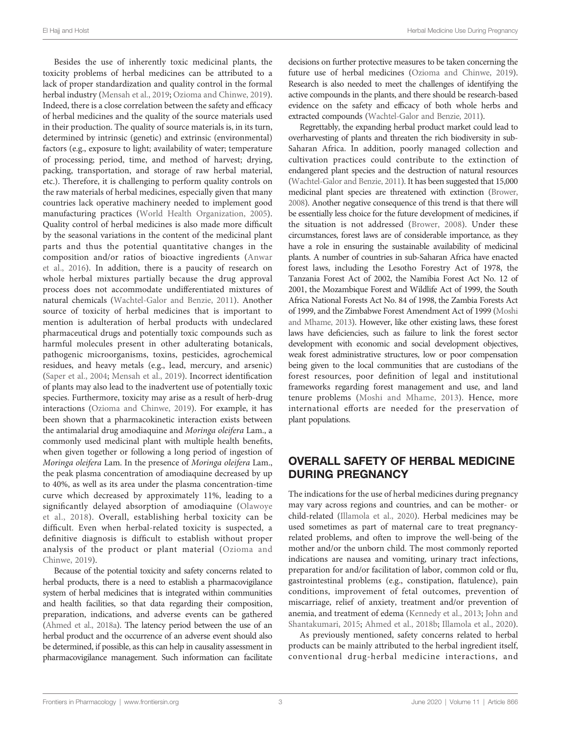Besides the use of inherently toxic medicinal plants, the toxicity problems of herbal medicines can be attributed to a lack of proper standardization and quality control in the formal herbal industry (Mensah et al., 2019; Ozioma and Chinwe, 2019). Indeed, there is a close correlation between the safety and efficacy of herbal medicines and the quality of the source materials used in their production. The quality of source materials is, in its turn, determined by intrinsic (genetic) and extrinsic (environmental) factors (e.g., exposure to light; availability of water; temperature of processing; period, time, and method of harvest; drying, packing, transportation, and storage of raw herbal material, etc.). Therefore, it is challenging to perform quality controls on the raw materials of herbal medicines, especially given that many countries lack operative machinery needed to implement good manufacturing practices (World Health Organization, 2005). Quality control of herbal medicines is also made more difficult by the seasonal variations in the content of the medicinal plant parts and thus the potential quantitative changes in the composition and/or ratios of bioactive ingredients (Anwar et al., 2016). In addition, there is a paucity of research on whole herbal mixtures partially because the drug approval process does not accommodate undifferentiated mixtures of natural chemicals (Wachtel-Galor and Benzie, 2011). Another source of toxicity of herbal medicines that is important to mention is adulteration of herbal products with undeclared pharmaceutical drugs and potentially toxic compounds such as harmful molecules present in other adulterating botanicals, pathogenic microorganisms, toxins, pesticides, agrochemical residues, and heavy metals (e.g., lead, mercury, and arsenic) (Saper et al., 2004; Mensah et al., 2019). Incorrect identification of plants may also lead to the inadvertent use of potentially toxic species. Furthermore, toxicity may arise as a result of herb-drug interactions (Ozioma and Chinwe, 2019). For example, it has been shown that a pharmacokinetic interaction exists between the antimalarial drug amodiaquine and *Moringa oleifera* Lam., a commonly used medicinal plant with multiple health benefits, when given together or following a long period of ingestion of *Moringa oleifera* Lam. In the presence of *Moringa oleifera* Lam., the peak plasma concentration of amodiaquine decreased by up to 40%, as well as its area under the plasma concentration-time curve which decreased by approximately 11%, leading to a significantly delayed absorption of amodiaquine (Olawoye et al., 2018). Overall, establishing herbal toxicity can be difficult. Even when herbal-related toxicity is suspected, a definitive diagnosis is difficult to establish without proper analysis of the product or plant material (Ozioma and Chinwe, 2019).

Because of the potential toxicity and safety concerns related to herbal products, there is a need to establish a pharmacovigilance system of herbal medicines that is integrated within communities and health facilities, so that data regarding their composition, preparation, indications, and adverse events can be gathered (Ahmed et al., 2018a). The latency period between the use of an herbal product and the occurrence of an adverse event should also be determined, if possible, as this can help in causality assessment in pharmacovigilance management. Such information can facilitate decisions on further protective measures to be taken concerning the future use of herbal medicines (Ozioma and Chinwe, 2019). Research is also needed to meet the challenges of identifying the active compounds in the plants, and there should be research-based evidence on the safety and efficacy of both whole herbs and extracted compounds (Wachtel-Galor and Benzie, 2011).

Regrettably, the expanding herbal product market could lead to overharvesting of plants and threaten the rich biodiversity in sub-Saharan Africa. In addition, poorly managed collection and cultivation practices could contribute to the extinction of endangered plant species and the destruction of natural resources (Wachtel-Galor and Benzie, 2011). It has been suggested that 15,000 medicinal plant species are threatened with extinction (Brower, 2008). Another negative consequence of this trend is that there will be essentially less choice for the future development of medicines, if the situation is not addressed (Brower, 2008). Under these circumstances, forest laws are of considerable importance, as they have a role in ensuring the sustainable availability of medicinal plants. A number of countries in sub-Saharan Africa have enacted forest laws, including the Lesotho Forestry Act of 1978, the Tanzania Forest Act of 2002, the Namibia Forest Act No. 12 of 2001, the Mozambique Forest and Wildlife Act of 1999, the South Africa National Forests Act No. 84 of 1998, the Zambia Forests Act of 1999, and the Zimbabwe Forest Amendment Act of 1999 (Moshi and Mhame, 2013). However, like other existing laws, these forest laws have deficiencies, such as failure to link the forest sector development with economic and social development objectives, weak forest administrative structures, low or poor compensation being given to the local communities that are custodians of the forest resources, poor definition of legal and institutional frameworks regarding forest management and use, and land tenure problems (Moshi and Mhame, 2013). Hence, more international efforts are needed for the preservation of plant populations.

## OVERALL SAFETY OF HERBAL MEDICINE DURING PREGNANCY

The indications for the use of herbal medicines during pregnancy may vary across regions and countries, and can be mother- or child-related (Illamola et al., 2020). Herbal medicines may be used sometimes as part of maternal care to treat pregnancy-related problems, and often to improve the well-being of the mother and/or the unborn child. The most commonly reported indications are nausea and vomiting, urinary tract infections, preparation for and/or facilitation of labor, common cold or flu, gastrointestinal problems (e.g., constipation, flatulence), pain conditions, improvement of fetal outcomes, prevention of miscarriage, relief of anxiety, treatment and/or prevention of anemia, and treatment of edema (Kennedy et al., 2013; John and Shantakumari, 2015; Ahmed et al., 2018b; Illamola et al., 2020).

As previously mentioned, safety concerns related to herbal products can be mainly attributed to the herbal ingredient itself, conventional drug-herbal medicine interactions, and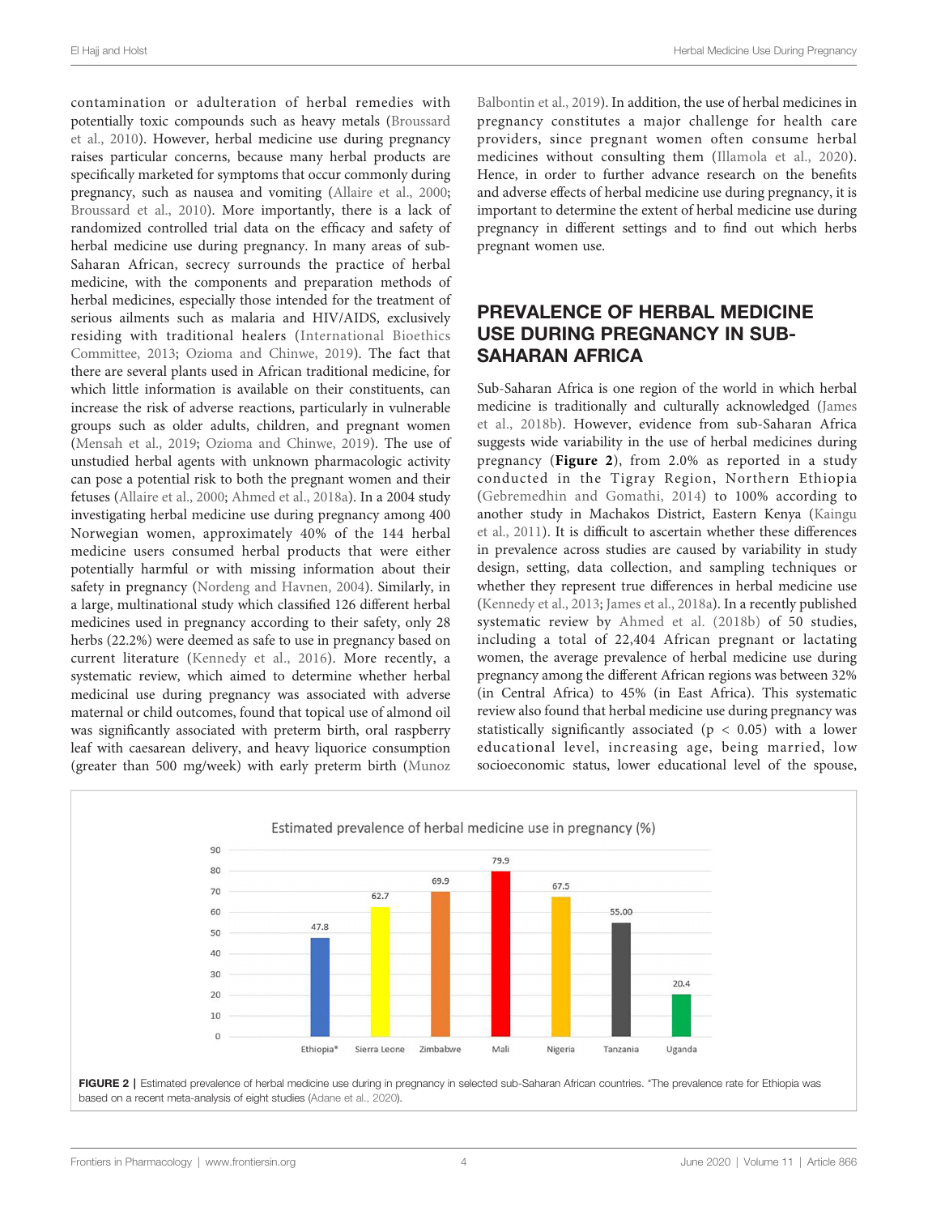contamination or adulteration of herbal remedies with potentially toxic compounds such as heavy metals (Broussard et al., 2010). However, herbal medicine use during pregnancy raises particular concerns, because many herbal products are specifically marketed for symptoms that occur commonly during pregnancy, such as nausea and vomiting (Allaire et al., 2000; Broussard et al., 2010). More importantly, there is a lack of randomized controlled trial data on the efficacy and safety of herbal medicine use during pregnancy. In many areas of sub-Saharan African, secrecy surrounds the practice of herbal medicine, with the components and preparation methods of herbal medicines, especially those intended for the treatment of serious ailments such as malaria and HIV/AIDS, exclusively residing with traditional healers (International Bioethics Committee, 2013; Ozioma and Chinwe, 2019). The fact that there are several plants used in African traditional medicine, for which little information is available on their constituents, can increase the risk of adverse reactions, particularly in vulnerable groups such as older adults, children, and pregnant women (Mensah et al., 2019; Ozioma and Chinwe, 2019). The use of unstudied herbal agents with unknown pharmacologic activity can pose a potential risk to both the pregnant women and their fetuses (Allaire et al., 2000; Ahmed et al., 2018a). In a 2004 study investigating herbal medicine use during pregnancy among 400 Norwegian women, approximately 40% of the 144 herbal medicine users consumed herbal products that were either potentially harmful or with missing information about their safety in pregnancy (Nordeng and Havnen, 2004). Similarly, in a large, multinational study which classified 126 different herbal medicines used in pregnancy according to their safety, only 28 herbs (22.2%) were deemed as safe to use in pregnancy based on current literature (Kennedy et al., 2016). More recently, a systematic review, which aimed to determine whether herbal medicinal use during pregnancy was associated with adverse maternal or child outcomes, found that topical use of almond oil was significantly associated with preterm birth, oral raspberry leaf with caesarean delivery, and heavy liquorice consumption (greater than 500 mg/week) with early preterm birth (Munoz Balbontin et al., 2019). In addition, the use of herbal medicines in pregnancy constitutes a major challenge for health care providers, since pregnant women often consume herbal medicines without consulting them (Illamola et al., 2020). Hence, in order to further advance research on the benefits and adverse effects of herbal medicine use during pregnancy, it is important to determine the extent of herbal medicine use during pregnancy in different settings and to find out which herbs pregnant women use.

## PREVALENCE OF HERBAL MEDICINE USE DURING PREGNANCY IN SUB-SAHARAN AFRICA

Sub-Saharan Africa is one region of the world in which herbal medicine is traditionally and culturally acknowledged (James et al., 2018b). However, evidence from sub-Saharan Africa suggests wide variability in the use of herbal medicines during pregnancy (**Figure 2**), from 2.0% as reported in a study conducted in the Tigray Region, Northern Ethiopia (Gebremedhin and Gomathi, 2014) to 100% according to another study in Machakos District, Eastern Kenya (Kaingu et al., 2011). It is difficult to ascertain whether these differences in prevalence across studies are caused by variability in study design, setting, data collection, and sampling techniques or whether they represent true differences in herbal medicine use (Kennedy et al., 2013; James et al., 2018a). In a recently published systematic review by Ahmed et al. (2018b) of 50 studies, including a total of 22,404 African pregnant or lactating women, the average prevalence of herbal medicine use during pregnancy among the different African regions was between 32% (in Central Africa) to 45% (in East Africa). This systematic review also found that herbal medicine use during pregnancy was statistically significantly associated ($p < 0.05$) with a lower educational level, increasing age, being married, low socioeconomic status, lower educational level of the spouse,

Estimated prevalence of herbal medicine use in pregnancy (%)

| Country | Prevalence (%) |
|---|---|
| Ethiopia* | 47.8 |
| Sierra Leone | 62.7 |
| Zimbabwe | 69.9 |
| Mali | 79.9 |
| Nigeria | 67.5 |
| Tanzania | 55.00 |
| Uganda | 20.4 |

**FIGURE 2** | Estimated prevalence of herbal medicine use during in pregnancy in selected sub-Saharan African countries. *The prevalence rate for Ethiopia was based on a recent meta-analysis of eight studies (Adane et al., 2020).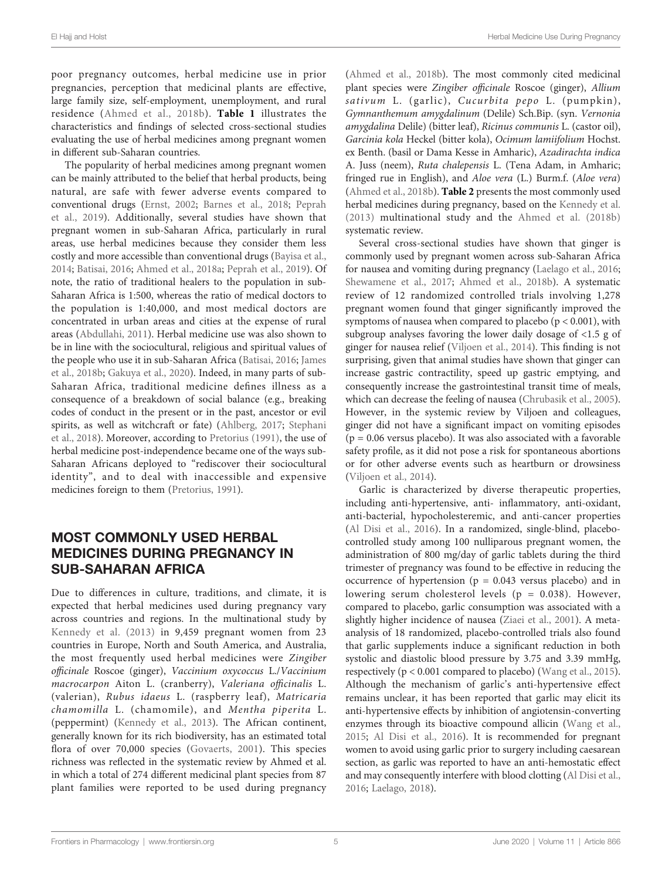poor pregnancy outcomes, herbal medicine use in prior pregnancies, perception that medicinal plants are effective, large family size, self-employment, unemployment, and rural residence (Ahmed et al., 2018b). **Table 1** illustrates the characteristics and findings of selected cross-sectional studies evaluating the use of herbal medicines among pregnant women in different sub-Saharan countries.

The popularity of herbal medicines among pregnant women can be mainly attributed to the belief that herbal products, being natural, are safe with fewer adverse events compared to conventional drugs (Ernst, 2002; Barnes et al., 2018; Peprah et al., 2019). Additionally, several studies have shown that pregnant women in sub-Saharan Africa, particularly in rural areas, use herbal medicines because they consider them less costly and more accessible than conventional drugs (Bayisa et al., 2014; Batisai, 2016; Ahmed et al., 2018a; Peprah et al., 2019). Of note, the ratio of traditional healers to the population in sub-Saharan Africa is 1:500, whereas the ratio of medical doctors to the population is 1:40,000, and most medical doctors are concentrated in urban areas and cities at the expense of rural areas (Abdullahi, 2011). Herbal medicine use was also shown to be in line with the sociocultural, religious and spiritual values of the people who use it in sub-Saharan Africa (Batisai, 2016; James et al., 2018b; Gakuya et al., 2020). Indeed, in many parts of sub-Saharan Africa, traditional medicine defines illness as a consequence of a breakdown of social balance (e.g., breaking codes of conduct in the present or in the past, ancestor or evil spirits, as well as witchcraft or fate) (Ahlberg, 2017; Stephani et al., 2018). Moreover, according to Pretorius (1991), the use of herbal medicine post-independence became one of the ways sub-Saharan Africans deployed to "rediscover their sociocultural identity", and to deal with inaccessible and expensive medicines foreign to them (Pretorius, 1991).

## MOST COMMONLY USED HERBAL MEDICINES DURING PREGNANCY IN SUB-SAHARAN AFRICA

Due to differences in culture, traditions, and climate, it is expected that herbal medicines used during pregnancy vary across countries and regions. In the multinational study by Kennedy et al. (2013) in 9,459 pregnant women from 23 countries in Europe, North and South America, and Australia, the most frequently used herbal medicines were *Zingiber officinale* Roscoe (ginger), *Vaccinium oxycoccus* L./*Vaccinium macrocarpon* Aiton L. (cranberry), *Valeriana officinalis* L. (valerian), *Rubus idaeus* L. (raspberry leaf), *Matricaria chamomilla* L. (chamomile), and *Mentha piperita* L. (peppermint) (Kennedy et al., 2013). The African continent, generally known for its rich biodiversity, has an estimated total flora of over 70,000 species (Govaerts, 2001). This species richness was reflected in the systematic review by Ahmed et al. in which a total of 274 different medicinal plant species from 87 plant families were reported to be used during pregnancy (Ahmed et al., 2018b). The most commonly cited medicinal plant species were *Zingiber officinale* Roscoe (ginger), *Allium sativum* L. (garlic), *Cucurbita pepo* L. (pumpkin), *Gymnanthemum amygdalinum* (Delile) Sch.Bip. (syn. *Vernonia amygdalina* Delile) (bitter leaf), *Ricinus communis* L. (castor oil), *Garcinia kola* Heckel (bitter kola), *Ocimum lamiifolium* Hochst. ex Benth. (basil or Dama Kesse in Amharic), *Azadirachta indica* A. Juss (neem), *Ruta chalepensis* L. (Tena Adam, in Amharic; fringed rue in English), and *Aloe vera* (L.) Burm.f. (*Aloe vera*) (Ahmed et al., 2018b). **Table 2** presents the most commonly used herbal medicines during pregnancy, based on the Kennedy et al. (2013) multinational study and the Ahmed et al. (2018b) systematic review.

Several cross-sectional studies have shown that ginger is commonly used by pregnant women across sub-Saharan Africa for nausea and vomiting during pregnancy (Laelago et al., 2016; Shewamene et al., 2017; Ahmed et al., 2018b). A systematic review of 12 randomized controlled trials involving 1,278 pregnant women found that ginger significantly improved the symptoms of nausea when compared to placebo ($p < 0.001$), with subgroup analyses favoring the lower daily dosage of <1.5 g of ginger for nausea relief (Viljoen et al., 2014). This finding is not surprising, given that animal studies have shown that ginger can increase gastric contractility, speed up gastric emptying, and consequently increase the gastrointestinal transit time of meals, which can decrease the feeling of nausea (Chrubasik et al., 2005). However, in the systemic review by Viljoen and colleagues, ginger did not have a significant impact on vomiting episodes ($p = 0.06$ versus placebo). It was also associated with a favorable safety profile, as it did not pose a risk for spontaneous abortions or for other adverse events such as heartburn or drowsiness (Viljoen et al., 2014).

Garlic is characterized by diverse therapeutic properties, including anti-hypertensive, anti- inflammatory, anti-oxidant, anti-bacterial, hypocholesteremic, and anti-cancer properties (Al Disi et al., 2016). In a randomized, single-blind, placebo-controlled study among 100 nulliparous pregnant women, the administration of 800 mg/day of garlic tablets during the third trimester of pregnancy was found to be effective in reducing the occurrence of hypertension ($p = 0.043$ versus placebo) and in lowering serum cholesterol levels ($p = 0.038$). However, compared to placebo, garlic consumption was associated with a slightly higher incidence of nausea (Ziaei et al., 2001). A meta-analysis of 18 randomized, placebo-controlled trials also found that garlic supplements induce a significant reduction in both systolic and diastolic blood pressure by 3.75 and 3.39 mmHg, respectively ($p < 0.001$ compared to placebo) (Wang et al., 2015). Although the mechanism of garlic's anti-hypertensive effect remains unclear, it has been reported that garlic may elicit its anti-hypertensive effects by inhibition of angiotensin-converting enzymes through its bioactive compound allicin (Wang et al., 2015; Al Disi et al., 2016). It is recommended for pregnant women to avoid using garlic prior to surgery including caesarean section, as garlic was reported to have an anti-hemostatic effect and may consequently interfere with blood clotting (Al Disi et al., 2016; Laelago, 2018).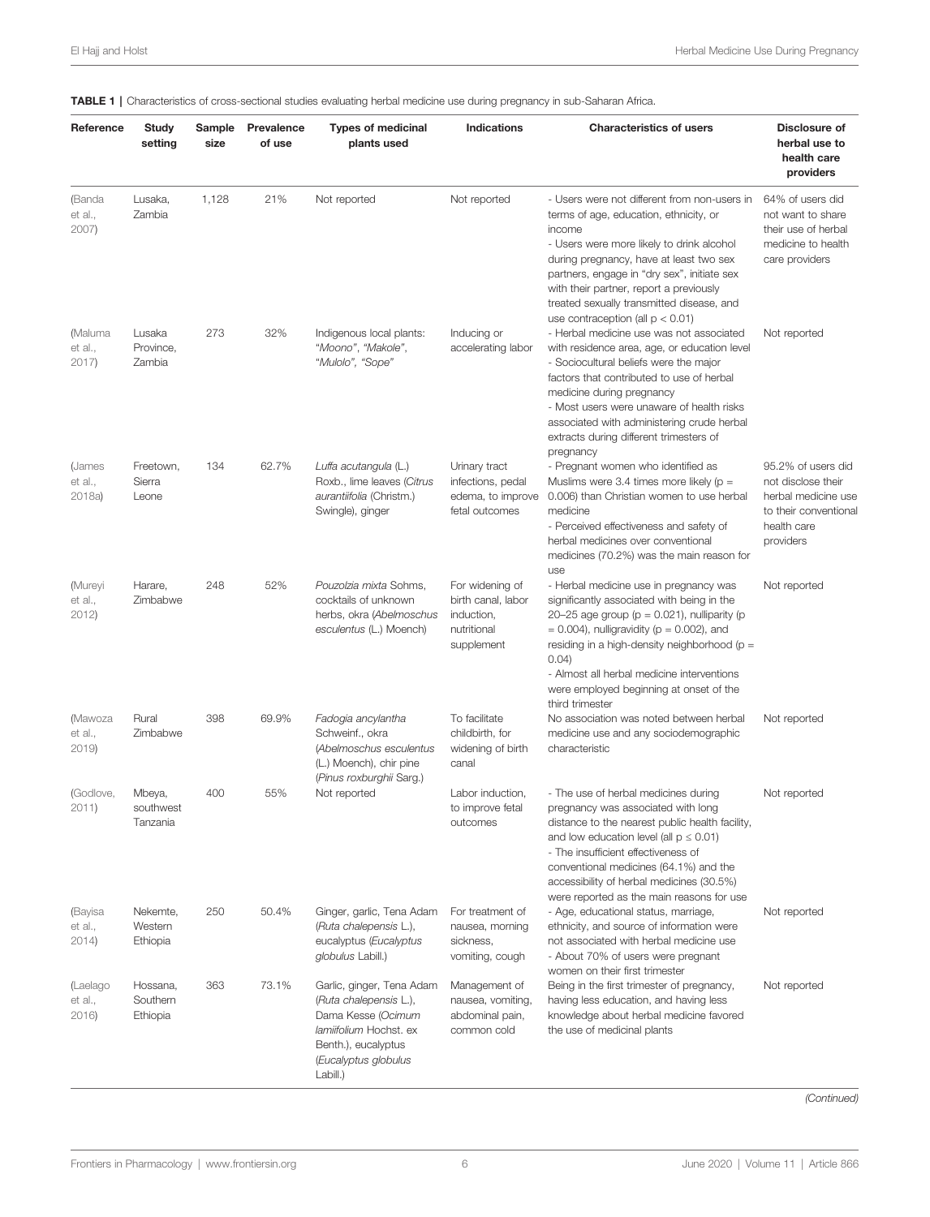**TABLE 1 |** Characteristics of cross-sectional studies evaluating herbal medicine use during pregnancy in sub-Saharan Africa.

| Reference | Study setting | Sample size | Prevalence of use | Types of medicinal plants used | Indications | Characteristics of users | Disclosure of herbal use to health care providers |
|---|---|---|---|---|---|---|---|
| (Banda et al., 2007) | Lusaka, Zambia | 1,128 | 21% | Not reported | Not reported | - Users were not different from non-users in terms of age, education, ethnicity, or income<br>- Users were more likely to drink alcohol during pregnancy, have at least two sex partners, engage in "dry sex", initiate sex with their partner, report a previously treated sexually transmitted disease, and use contraception (all $p < 0.01$) | 64% of users did not want to share their use of herbal medicine to health care providers |
| (Maluma et al., 2017) | Lusaka Province, Zambia | 273 | 32% | Indigenous local plants: "*Moono*", "*Makole*", "*Mulolo*", "*Sope*" | Inducing or accelerating labor | - Herbal medicine use was not associated with residence area, age, or education level<br>- Sociocultural beliefs were the major factors that contributed to use of herbal medicine during pregnancy<br>- Most users were unaware of health risks associated with administering crude herbal extracts during different trimesters of pregnancy | Not reported |
| (James et al., 2018a) | Freetown, Sierra Leone | 134 | 62.7% | *Luffa acutangula* (L.) Roxb., lime leaves (*Citrus aurantiifolia* (Christm.) Swingle), ginger | Urinary tract infections, pedal edema, to improve fetal outcomes | - Pregnant women who identified as Muslims were 3.4 times more likely ($p = 0.006$) than Christian women to use herbal medicine<br>- Perceived effectiveness and safety of herbal medicines over conventional medicines (70.2%) was the main reason for use | 95.2% of users did not disclose their herbal medicine use to their conventional health care providers |
| (Mureyi et al., 2012) | Harare, Zimbabwe | 248 | 52% | *Pouzolzia mixta* Sohms, cocktails of unknown herbs, okra (*Abelmoschus esculentus* (L.) Moench) | For widening of birth canal, labor induction, nutritional supplement | - Herbal medicine use in pregnancy was significantly associated with being in the 20–25 age group ($p = 0.021$), nulliparity ($p = 0.004$), nulligravidity ($p = 0.002$), and residing in a high-density neighborhood ($p = 0.04$)<br>- Almost all herbal medicine interventions were employed beginning at onset of the third trimester | Not reported |
| (Mawoza et al., 2019) | Rural Zimbabwe | 398 | 69.9% | *Fadogia ancylantha* Schweinf., okra (*Abelmoschus esculentus* (L.) Moench), chir pine (*Pinus roxburghii* Sarg.) | To facilitate childbirth, for widening of birth canal | No association was noted between herbal medicine use and any sociodemographic characteristic | Not reported |
| (Godlove, 2011) | Mbeya, southwest Tanzania | 400 | 55% | Not reported | Labor induction, to improve fetal outcomes | - The use of herbal medicines during pregnancy was associated with long distance to the nearest public health facility, and low education level (all $p \leq 0.01$)<br>- The insufficient effectiveness of conventional medicines (64.1%) and the accessibility of herbal medicines (30.5%) were reported as the main reasons for use | Not reported |
| (Bayisa et al., 2014) | Nekemte, Western Ethiopia | 250 | 50.4% | Ginger, garlic, Tena Adam (*Ruta chalepensis* L.), eucalyptus (*Eucalyptus globulus* Labill.) | For treatment of nausea, morning sickness, vomiting, cough | - Age, educational status, marriage, ethnicity, and source of information were not associated with herbal medicine use<br>- About 70% of users were pregnant women on their first trimester | Not reported |
| (Laelago et al., 2016) | Hossana, Southern Ethiopia | 363 | 73.1% | Garlic, ginger, Tena Adam (*Ruta chalepensis* L.), Dama Kesse (*Ocimum lamiifolium* Hochst. ex Benth.), eucalyptus (*Eucalyptus globulus* Labill.) | Management of nausea, vomiting, abdominal pain, common cold | Being in the first trimester of pregnancy, having less education, and having less knowledge about herbal medicine favored the use of medicinal plants | Not reported |

*(Continued)*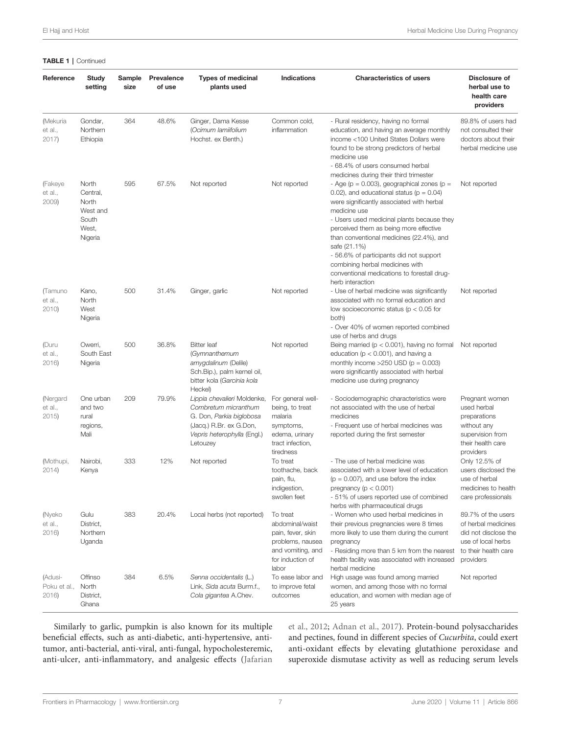**TABLE 1 |** Continued

| Reference | Study setting | Sample size | Prevalence of use | Types of medicinal plants used | Indications | Characteristics of users | Disclosure of herbal use to health care providers |
|---|---|---|---|---|---|---|---|
| (Mekuria et al., 2017) | Gondar, Northern Ethiopia | 364 | 48.6% | Ginger, Dama Kesse (*Ocimum lamiifolium* Hochst. ex Benth.) | Common cold, inflammation | - Rural residency, having no formal education, and having an average monthly income <100 United States Dollars were found to be strong predictors of herbal medicine use<br>- 68.4% of users consumed herbal medicines during their third trimester | 89.8% of users had not consulted their doctors about their herbal medicine use |
| (Fakeye et al., 2009) | North Central, North West and South West, Nigeria | 595 | 67.5% | Not reported | Not reported | - Age ($p = 0.003$), geographical zones ($p = 0.02$), and educational status ($p = 0.04$) were significantly associated with herbal medicine use<br>- Users used medicinal plants because they perceived them as being more effective than conventional medicines (22.4%), and safe (21.1%)<br>- 56.6% of participants did not support combining herbal medicines with conventional medications to forestall drug-herb interaction | Not reported |
| (Tamuno et al., 2010) | Kano, North West Nigeria | 500 | 31.4% | Ginger, garlic | Not reported | - Use of herbal medicine was significantly associated with no formal education and low socioeconomic status ($p < 0.05$ for both)<br>- Over 40% of women reported combined use of herbs and drugs | Not reported |
| (Duru et al., 2016) | Owerri, South East Nigeria | 500 | 36.8% | Bitter leaf (*Gymnanthemum amygdalinum* (Delile) Sch.Bip.), palm kernel oil, bitter kola (*Garcinia kola* Heckel) | Not reported | Being married ($p < 0.001$), having no formal education ($p < 0.001$), and having a monthly income >250 USD ($p = 0.003$) were significantly associated with herbal medicine use during pregnancy | Not reported |
| (Nergard et al., 2015) | One urban and two rural regions, Mali | 209 | 79.9% | *Lippia chevalieri* Moldenke, *Combretum micranthum* G. Don, *Parkia biglobosa* (Jacq.) R.Br. ex G.Don, *Vepris heterophylla* (Engl.) Letouzey | For general well-being, to treat malaria symptoms, edema, urinary tract infection, tiredness | - Sociodemographic characteristics were not associated with the use of herbal medicines<br>- Frequent use of herbal medicines was reported during the first semester | Pregnant women used herbal preparations without any supervision from their health care providers |
| (Mothupi, 2014) | Nairobi, Kenya | 333 | 12% | Not reported | To treat toothache, back pain, flu, indigestion, swollen feet | - The use of herbal medicine was associated with a lower level of education ($p = 0.007$), and use before the index pregnancy ($p < 0.001$)<br>- 51% of users reported use of combined herbs with pharmaceutical drugs | Only 12.5% of users disclosed the use of herbal medicines to health care professionals |
| (Nyeko et al., 2016) | Gulu District, Northern Uganda | 383 | 20.4% | Local herbs (not reported) | To treat abdominal/waist pain, fever, skin problems, nausea and vomiting, and for induction of labor | - Women who used herbal medicines in their previous pregnancies were 8 times more likely to use them during the current pregnancy<br>- Residing more than 5 km from the nearest health facility was associated with increased herbal medicine | 89.7% of the users of herbal medicines did not disclose the use of local herbs to their health care providers |
| (Adusi-Poku et al., 2016) | Offinso North District, Ghana | 384 | 6.5% | *Senna occidentalis* (L.) Link, *Sida acuta* Burm.f., *Cola gigantea* A.Chev. | To ease labor and to improve fetal outcomes | High usage was found among married women, and among those with no formal education, and women with median age of 25 years | Not reported |

Similarly to garlic, pumpkin is also known for its multiple beneficial effects, such as anti-diabetic, anti-hypertensive, anti-tumor, anti-bacterial, anti-viral, anti-fungal, hypocholesteremic, anti-ulcer, anti-inflammatory, and analgesic effects (Jafarian et al., 2012; Adnan et al., 2017). Protein-bound polysaccharides and pectines, found in different species of *Cucurbita*, could exert anti-oxidant effects by elevating glutathione peroxidase and superoxide dismutase activity as well as reducing serum levels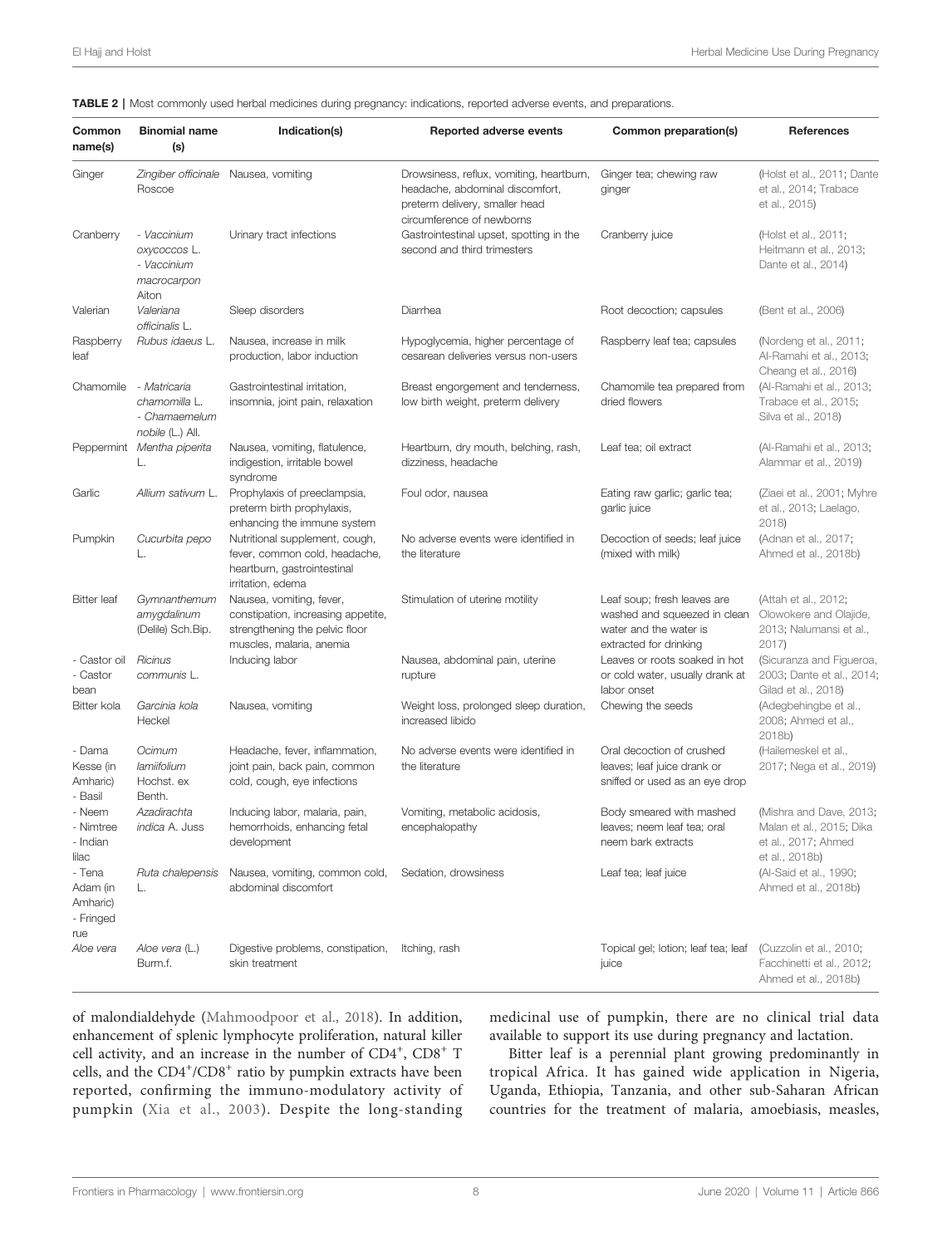**TABLE 2** | Most commonly used herbal medicines during pregnancy: indications, reported adverse events, and preparations.

| Common name(s) | Binomial name (s) | Indication(s) | Reported adverse events | Common preparation(s) | References |
|---|---|---|---|---|---|
| Ginger | *Zingiber officinale* Roscoe | Nausea, vomiting | Drowsiness, reflux, vomiting, heartburn, headache, abdominal discomfort, preterm delivery, smaller head circumference of newborns | Ginger tea; chewing raw ginger | (Holst et al., 2011; Dante et al., 2014; Trabace et al., 2015) |
| Cranberry | - *Vaccinium oxycoccos* L. - *Vaccinium macrocarpon* Aiton | Urinary tract infections | Gastrointestinal upset, spotting in the second and third trimesters | Cranberry juice | (Holst et al., 2011; Heitmann et al., 2013; Dante et al., 2014) |
| Valerian | *Valeriana officinalis* L. | Sleep disorders | Diarrhea | Root decoction; capsules | (Bent et al., 2006) |
| Raspberry leaf | *Rubus idaeus* L. | Nausea, increase in milk production, labor induction | Hypoglycemia, higher percentage of cesarean deliveries versus non-users | Raspberry leaf tea; capsules | (Nordeng et al., 2011; Al-Ramahi et al., 2013; Cheang et al., 2016) |
| Chamomile | - *Matricaria chamomilla* L. - *Chamaemelum nobile* (L.) All. | Gastrointestinal irritation, insomnia, joint pain, relaxation | Breast engorgement and tenderness, low birth weight, preterm delivery | Chamomile tea prepared from dried flowers | (Al-Ramahi et al., 2013; Trabace et al., 2015; Silva et al., 2018) |
| Peppermint | *Mentha piperita* L. | Nausea, vomiting, flatulence, indigestion, irritable bowel syndrome | Heartburn, dry mouth, belching, rash, dizziness, headache | Leaf tea; oil extract | (Al-Ramahi et al., 2013; Alammar et al., 2019) |
| Garlic | *Allium sativum* L. | Prophylaxis of preeclampsia, preterm birth prophylaxis, enhancing the immune system | Foul odor, nausea | Eating raw garlic; garlic tea; garlic juice | (Ziaei et al., 2001; Myhre et al., 2013; Laelago, 2018) |
| Pumpkin | *Cucurbita pepo* L. | Nutritional supplement, cough, fever, common cold, headache, heartburn, gastrointestinal irritation, edema | No adverse events were identified in the literature | Decoction of seeds; leaf juice (mixed with milk) | (Adnan et al., 2017; Ahmed et al., 2018b) |
| Bitter leaf | *Gymnanthemum amygdalinum* (Delile) Sch.Bip. | Nausea, vomiting, fever, constipation, increasing appetite, strengthening the pelvic floor muscles, malaria, anemia | Stimulation of uterine motility | Leaf soup; fresh leaves are washed and squeezed in clean water and the water is extracted for drinking | (Attah et al., 2012; Olowokere and Olajide, 2013; Nalumansi et al., 2017) |
| - Castor oil - Castor bean | *Ricinus communis* L. | Inducing labor | Nausea, abdominal pain, uterine rupture | Leaves or roots soaked in hot or cold water, usually drank at labor onset | (Sicuranza and Figueroa, 2003; Dante et al., 2014; Gilad et al., 2018) |
| Bitter kola | *Garcinia kola* Heckel | Nausea, vomiting | Weight loss, prolonged sleep duration, increased libido | Chewing the seeds | (Adegbehingbe et al., 2008; Ahmed et al., 2018b) |
| - Dama Kesse (in Amharic) - Basil | *Ocimum lamiifolium* Hochst. ex Benth. | Headache, fever, inflammation, joint pain, back pain, common cold, cough, eye infections | No adverse events were identified in the literature | Oral decoction of crushed leaves; leaf juice drank or sniffed or used as an eye drop | (Hailemeskel et al., 2017; Nega et al., 2019) |
| - Neem - Nimtree - Indian lilac | *Azadirachta indica* A. Juss | Inducing labor, malaria, pain, hemorrhoids, enhancing fetal development | Vomiting, metabolic acidosis, encephalopathy | Body smeared with mashed leaves; neem leaf tea; oral neem bark extracts | (Mishra and Dave, 2013; Malan et al., 2015; Dika et al., 2017; Ahmed et al., 2018b) |
| - Tena Adam (in Amharic) - Fringed rue | *Ruta chalepensis* L. | Nausea, vomiting, common cold, abdominal discomfort | Sedation, drowsiness | Leaf tea; leaf juice | (Al-Said et al., 1990; Ahmed et al., 2018b) |
| *Aloe vera* | *Aloe vera* (L.) Burm.f. | Digestive problems, constipation, skin treatment | Itching, rash | Topical gel; lotion; leaf tea; leaf juice | (Cuzzolin et al., 2010; Facchinetti et al., 2012; Ahmed et al., 2018b) |

of malondialdehyde (Mahmoodpoor et al., 2018). In addition, enhancement of splenic lymphocyte proliferation, natural killer cell activity, and an increase in the number of CD4+, CD8+ T cells, and the CD4+/CD8+ ratio by pumpkin extracts have been reported, confirming the immuno-modulatory activity of pumpkin (Xia et al., 2003). Despite the long-standing medicinal use of pumpkin, there are no clinical trial data available to support its use during pregnancy and lactation.

Bitter leaf is a perennial plant growing predominantly in tropical Africa. It has gained wide application in Nigeria, Uganda, Ethiopia, Tanzania, and other sub-Saharan African countries for the treatment of malaria, amoebiasis, measles,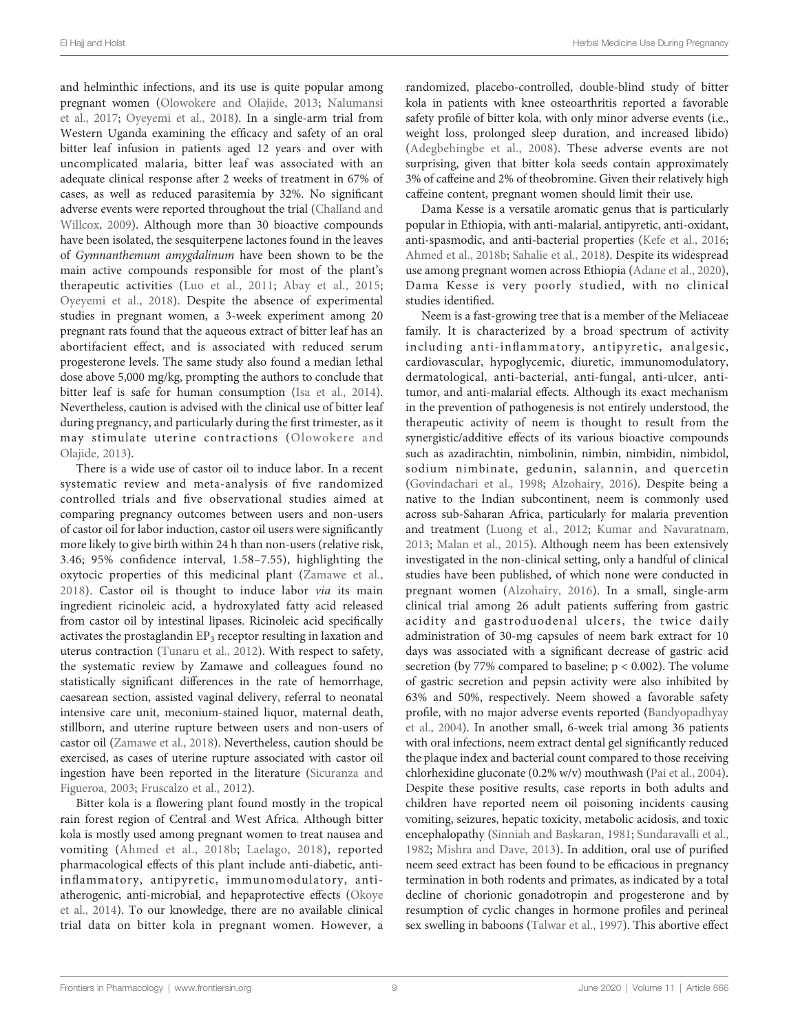and helminthic infections, and its use is quite popular among pregnant women (Olowokere and Olajide, 2013; Nalumansi et al., 2017; Oyeyemi et al., 2018). In a single-arm trial from Western Uganda examining the efficacy and safety of an oral bitter leaf infusion in patients aged 12 years and over with uncomplicated malaria, bitter leaf was associated with an adequate clinical response after 2 weeks of treatment in 67% of cases, as well as reduced parasitemia by 32%. No significant adverse events were reported throughout the trial (Challand and Willcox, 2009). Although more than 30 bioactive compounds have been isolated, the sesquiterpene lactones found in the leaves of *Gymnanthemum amygdalinum* have been shown to be the main active compounds responsible for most of the plant's therapeutic activities (Luo et al., 2011; Abay et al., 2015; Oyeyemi et al., 2018). Despite the absence of experimental studies in pregnant women, a 3-week experiment among 20 pregnant rats found that the aqueous extract of bitter leaf has an abortifacient effect, and is associated with reduced serum progesterone levels. The same study also found a median lethal dose above 5,000 mg/kg, prompting the authors to conclude that bitter leaf is safe for human consumption (Isa et al., 2014). Nevertheless, caution is advised with the clinical use of bitter leaf during pregnancy, and particularly during the first trimester, as it may stimulate uterine contractions (Olowokere and Olajide, 2013).

There is a wide use of castor oil to induce labor. In a recent systematic review and meta-analysis of five randomized controlled trials and five observational studies aimed at comparing pregnancy outcomes between users and non-users of castor oil for labor induction, castor oil users were significantly more likely to give birth within 24 h than non-users (relative risk, 3.46; 95% confidence interval, 1.58–7.55), highlighting the oxytocic properties of this medicinal plant (Zamawe et al., 2018). Castor oil is thought to induce labor *via* its main ingredient ricinoleic acid, a hydroxylated fatty acid released from castor oil by intestinal lipases. Ricinoleic acid specifically activates the prostaglandin $EP_3$ receptor resulting in laxation and uterus contraction (Tunaru et al., 2012). With respect to safety, the systematic review by Zamawe and colleagues found no statistically significant differences in the rate of hemorrhage, caesarean section, assisted vaginal delivery, referral to neonatal intensive care unit, meconium-stained liquor, maternal death, stillborn, and uterine rupture between users and non-users of castor oil (Zamawe et al., 2018). Nevertheless, caution should be exercised, as cases of uterine rupture associated with castor oil ingestion have been reported in the literature (Sicuranza and Figueroa, 2003; Fruscalzo et al., 2012).

Bitter kola is a flowering plant found mostly in the tropical rain forest region of Central and West Africa. Although bitter kola is mostly used among pregnant women to treat nausea and vomiting (Ahmed et al., 2018b; Laelago, 2018), reported pharmacological effects of this plant include anti-diabetic, anti-inflammatory, antipyretic, immunomodulatory, anti-atherogenic, anti-microbial, and hepaprotective effects (Okoye et al., 2014). To our knowledge, there are no available clinical trial data on bitter kola in pregnant women. However, a randomized, placebo-controlled, double-blind study of bitter kola in patients with knee osteoarthritis reported a favorable safety profile of bitter kola, with only minor adverse events (i.e., weight loss, prolonged sleep duration, and increased libido) (Adegbehingbe et al., 2008). These adverse events are not surprising, given that bitter kola seeds contain approximately 3% of caffeine and 2% of theobromine. Given their relatively high caffeine content, pregnant women should limit their use.

Dama Kesse is a versatile aromatic genus that is particularly popular in Ethiopia, with anti-malarial, antipyretic, anti-oxidant, anti-spasmodic, and anti-bacterial properties (Kefe et al., 2016; Ahmed et al., 2018b; Sahalie et al., 2018). Despite its widespread use among pregnant women across Ethiopia (Adane et al., 2020), Dama Kesse is very poorly studied, with no clinical studies identified.

Neem is a fast-growing tree that is a member of the Meliaceae family. It is characterized by a broad spectrum of activity including anti-inflammatory, antipyretic, analgesic, cardiovascular, hypoglycemic, diuretic, immunomodulatory, dermatological, anti-bacterial, anti-fungal, anti-ulcer, anti-tumor, and anti-malarial effects. Although its exact mechanism in the prevention of pathogenesis is not entirely understood, the therapeutic activity of neem is thought to result from the synergistic/additive effects of its various bioactive compounds such as azadirachtin, nimbolinin, nimbin, nimbidin, nimbidol, sodium nimbinate, gedunin, salannin, and quercetin (Govindachari et al., 1998; Alzohairy, 2016). Despite being a native to the Indian subcontinent, neem is commonly used across sub-Saharan Africa, particularly for malaria prevention and treatment (Luong et al., 2012; Kumar and Navaratnam, 2013; Malan et al., 2015). Although neem has been extensively investigated in the non-clinical setting, only a handful of clinical studies have been published, of which none were conducted in pregnant women (Alzohairy, 2016). In a small, single-arm clinical trial among 26 adult patients suffering from gastric acidity and gastroduodenal ulcers, the twice daily administration of 30-mg capsules of neem bark extract for 10 days was associated with a significant decrease of gastric acid secretion (by 77% compared to baseline; $p < 0.002$). The volume of gastric secretion and pepsin activity were also inhibited by 63% and 50%, respectively. Neem showed a favorable safety profile, with no major adverse events reported (Bandyopadhyay et al., 2004). In another small, 6-week trial among 36 patients with oral infections, neem extract dental gel significantly reduced the plaque index and bacterial count compared to those receiving chlorhexidine gluconate (0.2% w/v) mouthwash (Pai et al., 2004). Despite these positive results, case reports in both adults and children have reported neem oil poisoning incidents causing vomiting, seizures, hepatic toxicity, metabolic acidosis, and toxic encephalopathy (Sinniah and Baskaran, 1981; Sundaravalli et al., 1982; Mishra and Dave, 2013). In addition, oral use of purified neem seed extract has been found to be efficacious in pregnancy termination in both rodents and primates, as indicated by a total decline of chorionic gonadotropin and progesterone and by resumption of cyclic changes in hormone profiles and perineal sex swelling in baboons (Talwar et al., 1997). This abortive effect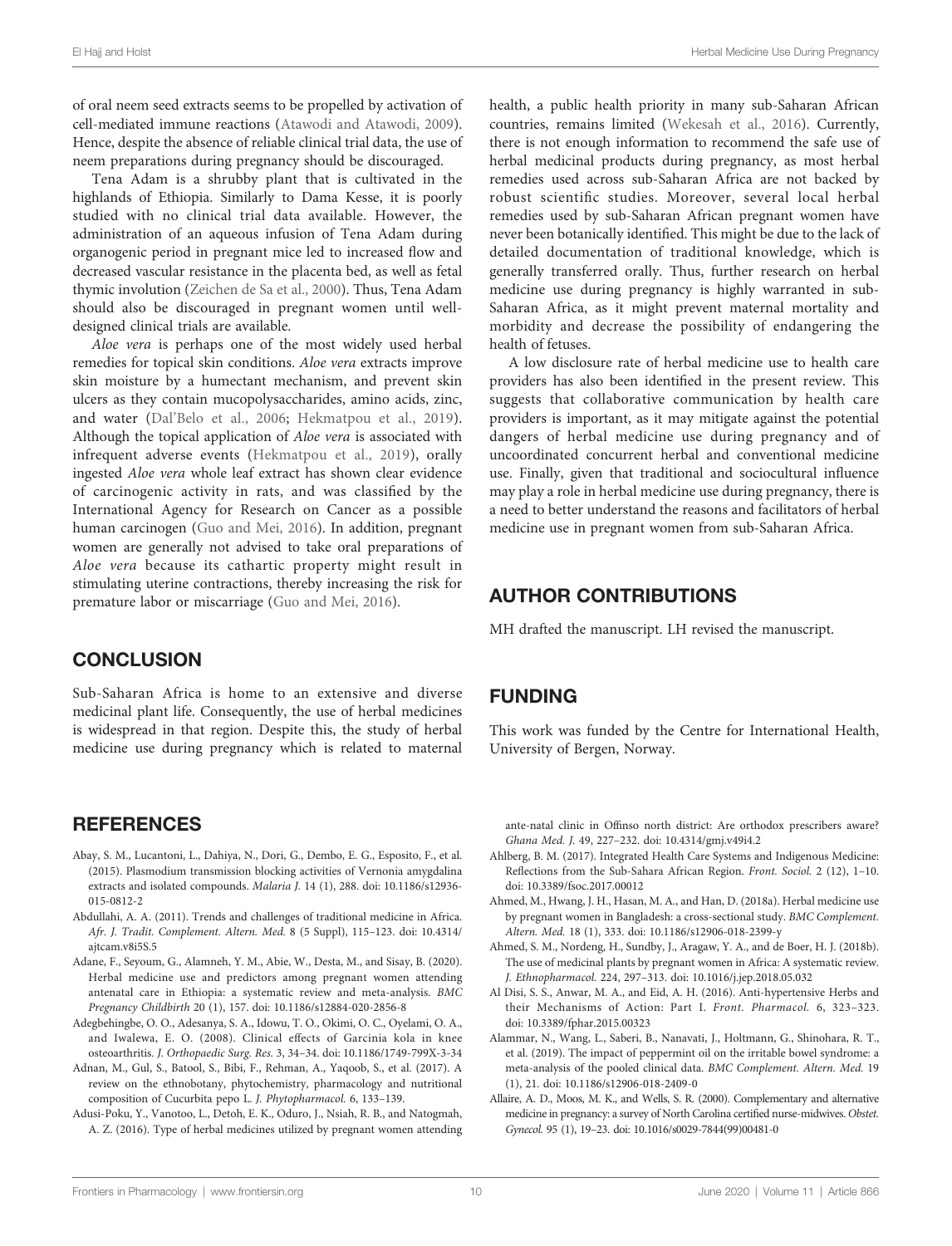of oral neem seed extracts seems to be propelled by activation of cell-mediated immune reactions (Atawodi and Atawodi, 2009). Hence, despite the absence of reliable clinical trial data, the use of neem preparations during pregnancy should be discouraged.

Tena Adam is a shrubby plant that is cultivated in the highlands of Ethiopia. Similarly to Dama Kesse, it is poorly studied with no clinical trial data available. However, the administration of an aqueous infusion of Tena Adam during organogenic period in pregnant mice led to increased flow and decreased vascular resistance in the placenta bed, as well as fetal thymic involution (Zeichen de Sa et al., 2000). Thus, Tena Adam should also be discouraged in pregnant women until well-designed clinical trials are available.

*Aloe vera* is perhaps one of the most widely used herbal remedies for topical skin conditions. *Aloe vera* extracts improve skin moisture by a humectant mechanism, and prevent skin ulcers as they contain mucopolysaccharides, amino acids, zinc, and water (Dal'Belo et al., 2006; Hekmatpou et al., 2019). Although the topical application of *Aloe vera* is associated with infrequent adverse events (Hekmatpou et al., 2019), orally ingested *Aloe vera* whole leaf extract has shown clear evidence of carcinogenic activity in rats, and was classified by the International Agency for Research on Cancer as a possible human carcinogen (Guo and Mei, 2016). In addition, pregnant women are generally not advised to take oral preparations of *Aloe vera* because its cathartic property might result in stimulating uterine contractions, thereby increasing the risk for premature labor or miscarriage (Guo and Mei, 2016).

## CONCLUSION

Sub-Saharan Africa is home to an extensive and diverse medicinal plant life. Consequently, the use of herbal medicines is widespread in that region. Despite this, the study of herbal medicine use during pregnancy which is related to maternal health, a public health priority in many sub-Saharan African countries, remains limited (Wekesah et al., 2016). Currently, there is not enough information to recommend the safe use of herbal medicinal products during pregnancy, as most herbal remedies used across sub-Saharan Africa are not backed by robust scientific studies. Moreover, several local herbal remedies used by sub-Saharan African pregnant women have never been botanically identified. This might be due to the lack of detailed documentation of traditional knowledge, which is generally transferred orally. Thus, further research on herbal medicine use during pregnancy is highly warranted in sub-Saharan Africa, as it might prevent maternal mortality and morbidity and decrease the possibility of endangering the health of fetuses.

A low disclosure rate of herbal medicine use to health care providers has also been identified in the present review. This suggests that collaborative communication by health care providers is important, as it may mitigate against the potential dangers of herbal medicine use during pregnancy and of uncoordinated concurrent herbal and conventional medicine use. Finally, given that traditional and sociocultural influence may play a role in herbal medicine use during pregnancy, there is a need to better understand the reasons and facilitators of herbal medicine use in pregnant women from sub-Saharan Africa.

## AUTHOR CONTRIBUTIONS

MH drafted the manuscript. LH revised the manuscript.

## FUNDING

This work was funded by the Centre for International Health, University of Bergen, Norway.

## REFERENCES

Abay, S. M., Lucantoni, L., Dahiya, N., Dori, G., Dembo, E. G., Esposito, F., et al. (2015). Plasmodium transmission blocking activities of Vernonia amygdalina extracts and isolated compounds. *Malaria J.* 14 (1), 288. doi: 10.1186/s12936-015-0812-2

Abdullahi, A. A. (2011). Trends and challenges of traditional medicine in Africa. *Afr. J. Tradit. Complement. Altern. Med.* 8 (5 Suppl), 115–123. doi: 10.4314/ajtcam.v8i5S.5

Adane, F., Seyoum, G., Alamneh, Y. M., Abie, W., Desta, M., and Sisay, B. (2020). Herbal medicine use and predictors among pregnant women attending antenatal care in Ethiopia: a systematic review and meta-analysis. *BMC Pregnancy Childbirth* 20 (1), 157. doi: 10.1186/s12884-020-2856-8

Adegbehingbe, O. O., Adesanya, S. A., Idowu, T. O., Okimi, O. C., Oyelami, O. A., and Iwalewa, E. O. (2008). Clinical effects of Garcinia kola in knee osteoarthritis. *J. Orthopaedic Surg. Res.* 3, 34–34. doi: 10.1186/1749-799X-3-34

Adnan, M., Gul, S., Batool, S., Bibi, F., Rehman, A., Yaqoob, S., et al. (2017). A review on the ethnobotany, phytochemistry, pharmacology and nutritional composition of Cucurbita pepo L. *J. Phytopharmacol.* 6, 133–139.

Adusi-Poku, Y., Vanotoo, L., Detoh, E. K., Oduro, J., Nsiah, R. B., and Natogmah, A. Z. (2016). Type of herbal medicines utilized by pregnant women attending ante-natal clinic in Offinso north district: Are orthodox prescribers aware? *Ghana Med. J.* 49, 227–232. doi: 10.4314/gmj.v49i4.2

Ahlberg, B. M. (2017). Integrated Health Care Systems and Indigenous Medicine: Reflections from the Sub-Sahara African Region. *Front. Sociol.* 2 (12), 1–10. doi: 10.3389/fsoc.2017.00012

Ahmed, M., Hwang, J. H., Hasan, M. A., and Han, D. (2018a). Herbal medicine use by pregnant women in Bangladesh: a cross-sectional study. *BMC Complement. Altern. Med.* 18 (1), 333. doi: 10.1186/s12906-018-2399-y

Ahmed, S. M., Nordeng, H., Sundby, J., Aragaw, Y. A., and de Boer, H. J. (2018b). The use of medicinal plants by pregnant women in Africa: A systematic review. *J. Ethnopharmacol.* 224, 297–313. doi: 10.1016/j.jep.2018.05.032

Al Disi, S. S., Anwar, M. A., and Eid, A. H. (2016). Anti-hypertensive Herbs and their Mechanisms of Action: Part I. *Front. Pharmacol.* 6, 323–323. doi: 10.3389/fphar.2015.00323

Alammar, N., Wang, L., Saberi, B., Nanavati, J., Holtmann, G., Shinohara, R. T., et al. (2019). The impact of peppermint oil on the irritable bowel syndrome: a meta-analysis of the pooled clinical data. *BMC Complement. Altern. Med.* 19 (1), 21. doi: 10.1186/s12906-018-2409-0

Allaire, A. D., Moos, M. K., and Wells, S. R. (2000). Complementary and alternative medicine in pregnancy: a survey of North Carolina certified nurse-midwives. *Obstet. Gynecol.* 95 (1), 19–23. doi: 10.1016/s0029-7844(99)00481-0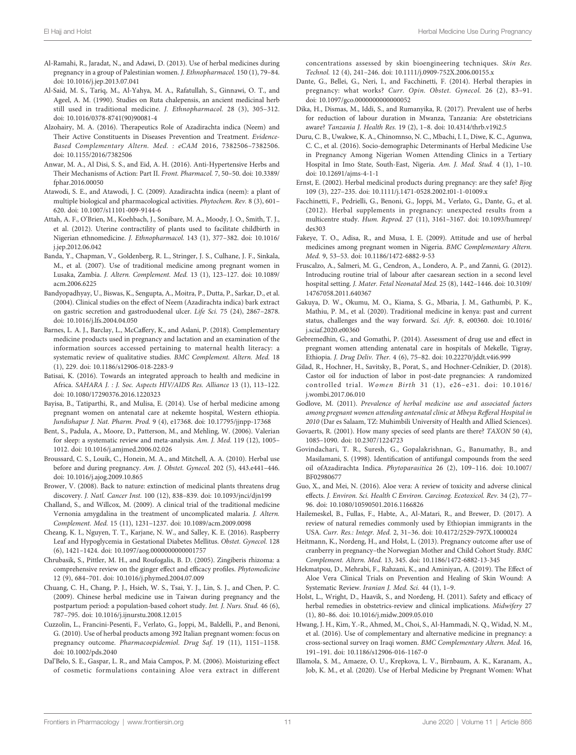Al-Ramahi, R., Jaradat, N., and Adawi, D. (2013). Use of herbal medicines during pregnancy in a group of Palestinian women. *J. Ethnopharmacol.* 150 (1), 79–84. doi: 10.1016/j.jep.2013.07.041

Al-Said, M. S., Tariq, M., Al-Yahya, M. A., Rafatullah, S., Ginnawi, O. T., and Ageel, A. M. (1990). Studies on Ruta chalepensis, an ancient medicinal herb still used in traditional medicine. *J. Ethnopharmacol.* 28 (3), 305–312. doi: 10.1016/0378-8741(90)90081-4

Alzohairy, M. A. (2016). Therapeutics Role of Azadirachta indica (Neem) and Their Active Constituents in Diseases Prevention and Treatment. *Evidence-Based Complementary Altern. Med. : eCAM* 2016, 7382506–7382506. doi: 10.1155/2016/7382506

Anwar, M. A., Al Disi, S. S., and Eid, A. H. (2016). Anti-Hypertensive Herbs and Their Mechanisms of Action: Part II. *Front. Pharmacol.* 7, 50–50. doi: 10.3389/fphar.2016.00050

Atawodi, S. E., and Atawodi, J. C. (2009). Azadirachta indica (neem): a plant of multiple biological and pharmacological activities. *Phytochem. Rev.* 8 (3), 601–620. doi: 10.1007/s11101-009-9144-6

Attah, A. F., O'Brien, M., Koehbach, J., Sonibare, M. A., Moody, J. O., Smith, T. J., et al. (2012). Uterine contractility of plants used to facilitate childbirth in Nigerian ethnomedicine. *J. Ethnopharmacol.* 143 (1), 377–382. doi: 10.1016/j.jep.2012.06.042

Banda, Y., Chapman, V., Goldenberg, R. L., Stringer, J. S., Culhane, J. F., Sinkala, M., et al. (2007). Use of traditional medicine among pregnant women in Lusaka, Zambia. *J. Altern. Complement. Med.* 13 (1), 123–127. doi: 10.1089/acm.2006.6225

Bandyopadhyay, U., Biswas, K., Sengupta, A., Moitra, P., Dutta, P., Sarkar, D., et al. (2004). Clinical studies on the effect of Neem (Azadirachta indica) bark extract on gastric secretion and gastroduodenal ulcer. *Life Sci.* 75 (24), 2867–2878. doi: 10.1016/j.lfs.2004.04.050

Barnes, L. A. J., Barclay, L., McCaffery, K., and Aslani, P. (2018). Complementary medicine products used in pregnancy and lactation and an examination of the information sources accessed pertaining to maternal health literacy: a systematic review of qualitative studies. *BMC Complement. Altern. Med.* 18 (1), 229. doi: 10.1186/s12906-018-2283-9

Batisai, K. (2016). Towards an integrated approach to health and medicine in Africa. *SAHARA J. : J. Soc. Aspects HIV/AIDS Res. Alliance* 13 (1), 113–122. doi: 10.1080/17290376.2016.1220323

Bayisa, B., Tatiparthi, R., and Mulisa, E. (2014). Use of herbal medicine among pregnant women on antenatal care at nekemte hospital, Western ethiopia. *Jundishapur J. Nat. Pharm. Prod.* 9 (4), e17368. doi: 10.17795/jjnpp-17368

Bent, S., Padula, A., Moore, D., Patterson, M., and Mehling, W. (2006). Valerian for sleep: a systematic review and meta-analysis. *Am. J. Med.* 119 (12), 1005–1012. doi: 10.1016/j.amjmed.2006.02.026

Broussard, C. S., Louik, C., Honein, M. A., and Mitchell, A. A. (2010). Herbal use before and during pregnancy. *Am. J. Obstet. Gynecol.* 202 (5), 443.e441–446. doi: 10.1016/j.ajog.2009.10.865

Brower, V. (2008). Back to nature: extinction of medicinal plants threatens drug discovery. *J. Natl. Cancer Inst.* 100 (12), 838–839. doi: 10.1093/jnci/djn199

Challand, S., and Willcox, M. (2009). A clinical trial of the traditional medicine Vernonia amygdalina in the treatment of uncomplicated malaria. *J. Altern. Complement. Med.* 15 (11), 1231–1237. doi: 10.1089/acm.2009.0098

Cheang, K. I., Nguyen, T. T., Karjane, N. W., and Salley, K. E. (2016). Raspberry Leaf and Hypoglycemia in Gestational Diabetes Mellitus. *Obstet. Gynecol.* 128 (6), 1421–1424. doi: 10.1097/aog.0000000000001757

Chrubasik, S., Pittler, M. H., and Roufogalis, B. D. (2005). Zingiberis rhizoma: a comprehensive review on the ginger effect and efficacy profiles. *Phytomedicine* 12 (9), 684–701. doi: 10.1016/j.phymed.2004.07.009

Chuang, C. H., Chang, P. J., Hsieh, W. S., Tsai, Y. J., Lin, S. J., and Chen, P. C. (2009). Chinese herbal medicine use in Taiwan during pregnancy and the postpartum period: a population-based cohort study. *Int. J. Nurs. Stud.* 46 (6), 787–795. doi: 10.1016/j.ijnurstu.2008.12.015

Cuzzolin, L., Francini-Pesenti, F., Verlato, G., Joppi, M., Baldelli, P., and Benoni, G. (2010). Use of herbal products among 392 Italian pregnant women: focus on pregnancy outcome. *Pharmacoepidemiol. Drug Saf.* 19 (11), 1151–1158. doi: 10.1002/pds.2040

Dal'Belo, S. E., Gaspar, L. R., and Maia Campos, P. M. (2006). Moisturizing effect of cosmetic formulations containing Aloe vera extract in different concentrations assessed by skin bioengineering techniques. *Skin Res. Technol.* 12 (4), 241–246. doi: 10.1111/j.0909-752X.2006.00155.x

Dante, G., Bellei, G., Neri, I., and Facchinetti, F. (2014). Herbal therapies in pregnancy: what works? *Curr. Opin. Obstet. Gynecol.* 26 (2), 83–91. doi: 10.1097/gco.0000000000000052

Dika, H., Dismas, M., Iddi, S., and Rumanyika, R. (2017). Prevalent use of herbs for reduction of labour duration in Mwanza, Tanzania: Are obstetricians aware? *Tanzania J. Health Res.* 19 (2), 1–8. doi: 10.4314/thrb.v19i2.5

Duru, C. B., Uwakwe, K. A., Chinomnso, N. C., Mbachi, I. I., Diwe, K. C., Agunwa, C. C., et al. (2016). Socio-demographic Determinants of Herbal Medicine Use in Pregnancy Among Nigerian Women Attending Clinics in a Tertiary Hospital in Imo State, South-East, Nigeria. *Am. J. Med. Stud.* 4 (1), 1–10. doi: 10.12691/ajms-4-1-1

Ernst, E. (2002). Herbal medicinal products during pregnancy: are they safe? *Bjog* 109 (3), 227–235. doi: 10.1111/j.1471-0528.2002.t01-1-01009.x

Facchinetti, F., Pedrielli, G., Benoni, G., Joppi, M., Verlato, G., Dante, G., et al. (2012). Herbal supplements in pregnancy: unexpected results from a multicentre study. *Hum. Reprod.* 27 (11), 3161–3167. doi: 10.1093/humrep/des303

Fakeye, T. O., Adisa, R., and Musa, I. E. (2009). Attitude and use of herbal medicines among pregnant women in Nigeria. *BMC Complementary Altern. Med.* 9, 53–53. doi: 10.1186/1472-6882-9-53

Fruscalzo, A., Salmeri, M. G., Cendron, A., Londero, A. P., and Zanni, G. (2012). Introducing routine trial of labour after caesarean section in a second level hospital setting. *J. Mater. Fetal Neonatal Med.* 25 (8), 1442–1446. doi: 10.3109/14767058.2011.640367

Gakuya, D. W., Okumu, M. O., Kiama, S. G., Mbaria, J. M., Gathumbi, P. K., Mathiu, P. M., et al. (2020). Traditional medicine in kenya: past and current status, challenges and the way forward. *Sci. Afr.* 8, e00360. doi: 10.1016/j.sciaf.2020.e00360

Gebremedhin, G., and Gomathi, P. (2014). Assessment of drug use and effect in pregnant women attending antenatal care in hospitals of Mekelle, Tigray, Ethiopia. *J. Drug Deliv. Ther.* 4 (6), 75–82. doi: 10.22270/jddt.v4i6.999

Gilad, R., Hochner, H., Savitsky, B., Porat, S., and Hochner-Celnikier, D. (2018). Castor oil for induction of labor in post-date pregnancies: A randomized controlled trial. *Women Birth* 31 (1), e26–e31. doi: 10.1016/j.wombi.2017.06.010

Godlove, M. (2011). *Prevalence of herbal medicine use and associated factors among pregnant women attending antenatal clinic at Mbeya Refferal Hospital in 2010* (Dar es Salaam, TZ: Muhimbili University of Health and Allied Sciences).

Govaerts, R. (2001). How many species of seed plants are there? *TAXON* 50 (4), 1085–1090. doi: 10.2307/1224723

Govindachari, T. R., Suresh, G., Gopalakrishnan, G., Banumathy, B., and Masilamani, S. (1998). Identification of antifungal compounds from the seed oil ofAzadirachta Indica. *Phytoparasitica* 26 (2), 109–116. doi: 10.1007/BF02980677

Guo, X., and Mei, N. (2016). Aloe vera: A review of toxicity and adverse clinical effects. *J. Environ. Sci. Health C Environ. Carcinog. Ecotoxicol. Rev.* 34 (2), 77–96. doi: 10.1080/10590501.2016.1166826

Hailemeskel, B., Fullas, F., Habte, A., Al-Matari, R., and Brewer, D. (2017). A review of natural remedies commonly used by Ethiopian immigrants in the USA. *Curr. Res.: Integr. Med.* 2, 31–36. doi: 10.4172/2529-797X.1000024

Heitmann, K., Nordeng, H., and Holst, L. (2013). Pregnancy outcome after use of cranberry in pregnancy–the Norwegian Mother and Child Cohort Study. *BMC Complement. Altern. Med.* 13, 345. doi: 10.1186/1472-6882-13-345

Hekmatpou, D., Mehrabi, F., Rahzani, K., and Aminiyan, A. (2019). The Effect of Aloe Vera Clinical Trials on Prevention and Healing of Skin Wound: A Systematic Review. *Iranian J. Med. Sci.* 44 (1), 1–9.

Holst, L., Wright, D., Haavik, S., and Nordeng, H. (2011). Safety and efficacy of herbal remedies in obstetrics-review and clinical implications. *Midwifery* 27 (1), 80–86. doi: 10.1016/j.midw.2009.05.010

Hwang, J. H., Kim, Y.-R., Ahmed, M., Choi, S., Al-Hammadi, N. Q., Widad, N. M., et al. (2016). Use of complementary and alternative medicine in pregnancy: a cross-sectional survey on Iraqi women. *BMC Complementary Altern. Med.* 16, 191–191. doi: 10.1186/s12906-016-1167-0

Illamola, S. M., Amaeze, O. U., Krepkova, L. V., Birnbaum, A. K., Karanam, A., Job, K. M., et al. (2020). Use of Herbal Medicine by Pregnant Women: What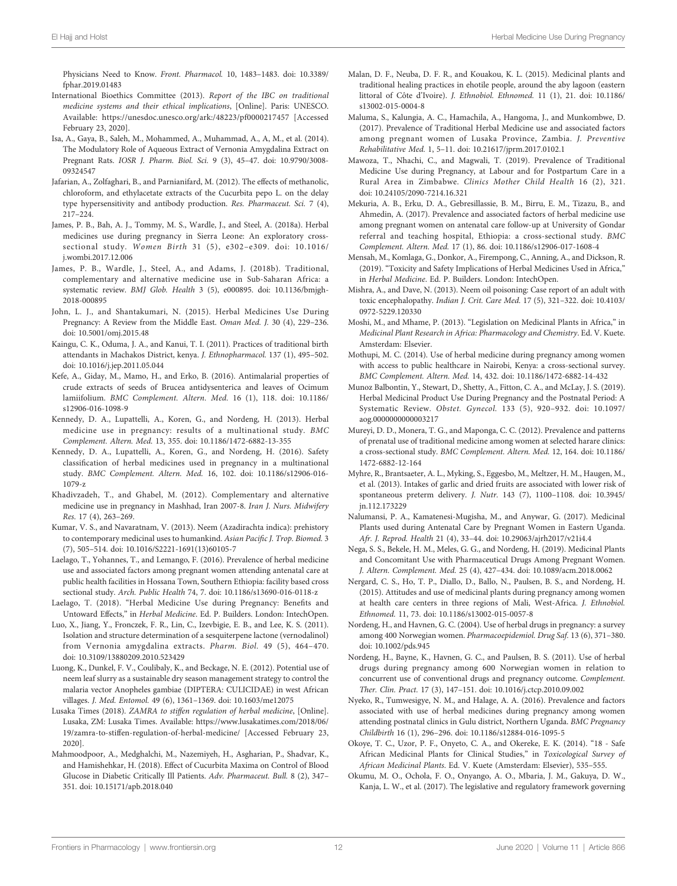Physicians Need to Know. *Front. Pharmacol.* 10, 1483–1483. doi: 10.3389/fphar.2019.01483

International Bioethics Committee (2013). *Report of the IBC on traditional medicine systems and their ethical implications*, [Online]. Paris: UNESCO. Available: https://unesdoc.unesco.org/ark:/48223/pf0000217457 [Accessed February 23, 2020].

Isa, A., Gaya, B., Saleh, M., Mohammed, A., Muhammad, A., A, M., et al. (2014). The Modulatory Role of Aqueous Extract of Vernonia Amygdalina Extract on Pregnant Rats. *IOSR J. Pharm. Biol. Sci.* 9 (3), 45–47. doi: 10.9790/3008-09324547

Jafarian, A., Zolfaghari, B., and Parnianifard, M. (2012). The effects of methanolic, chloroform, and ethylacetate extracts of the Cucurbita pepo L. on the delay type hypersensitivity and antibody production. *Res. Pharmaceut. Sci.* 7 (4), 217–224.

James, P. B., Bah, A. J., Tommy, M. S., Wardle, J., and Steel, A. (2018a). Herbal medicines use during pregnancy in Sierra Leone: An exploratory cross-sectional study. *Women Birth* 31 (5), e302–e309. doi: 10.1016/j.wombi.2017.12.006

James, P. B., Wardle, J., Steel, A., and Adams, J. (2018b). Traditional, complementary and alternative medicine use in Sub-Saharan Africa: a systematic review. *BMJ Glob. Health* 3 (5), e000895. doi: 10.1136/bmjgh-2018-000895

John, L. J., and Shantakumari, N. (2015). Herbal Medicines Use During Pregnancy: A Review from the Middle East. *Oman Med. J.* 30 (4), 229–236. doi: 10.5001/omj.2015.48

Kaingu, C. K., Oduma, J. A., and Kanui, T. I. (2011). Practices of traditional birth attendants in Machakos District, kenya. *J. Ethnopharmacol.* 137 (1), 495–502. doi: 10.1016/j.jep.2011.05.044

Kefe, A., Giday, M., Mamo, H., and Erko, B. (2016). Antimalarial properties of crude extracts of seeds of Brucea antidysenterica and leaves of Ocimum lamiifolium. *BMC Complement. Altern. Med.* 16 (1), 118. doi: 10.1186/s12906-016-1098-9

Kennedy, D. A., Lupattelli, A., Koren, G., and Nordeng, H. (2013). Herbal medicine use in pregnancy: results of a multinational study. *BMC Complement. Altern. Med.* 13, 355. doi: 10.1186/1472-6882-13-355

Kennedy, D. A., Lupattelli, A., Koren, G., and Nordeng, H. (2016). Safety classification of herbal medicines used in pregnancy in a multinational study. *BMC Complement. Altern. Med.* 16, 102. doi: 10.1186/s12906-016-1079-z

Khadivzadeh, T., and Ghabel, M. (2012). Complementary and alternative medicine use in pregnancy in Mashhad, Iran 2007-8. *Iran J. Nurs. Midwifery Res.* 17 (4), 263–269.

Kumar, V. S., and Navaratnam, V. (2013). Neem (Azadirachta indica): prehistory to contemporary medicinal uses to humankind. *Asian Pacific J. Trop. Biomed.* 3 (7), 505–514. doi: 10.1016/S2221-1691(13)60105-7

Laelago, T., Yohannes, T., and Lemango, F. (2016). Prevalence of herbal medicine use and associated factors among pregnant women attending antenatal care at public health facilities in Hossana Town, Southern Ethiopia: facility based cross sectional study. *Arch. Public Health* 74, 7. doi: 10.1186/s13690-016-0118-z

Laelago, T. (2018). "Herbal Medicine Use during Pregnancy: Benefits and Untoward Effects," in *Herbal Medicine*. Ed. P. Builders. London: IntechOpen.

Luo, X., Jiang, Y., Fronczek, F. R., Lin, C., Izevbigie, E. B., and Lee, K. S. (2011). Isolation and structure determination of a sesquiterpene lactone (vernodalinol) from Vernonia amygdalina extracts. *Pharm. Biol.* 49 (5), 464–470. doi: 10.3109/13880209.2010.523429

Luong, K., Dunkel, F. V., Coulibaly, K., and Beckage, N. E. (2012). Potential use of neem leaf slurry as a sustainable dry season management strategy to control the malaria vector Anopheles gambiae (DIPTERA: CULICIDAE) in west African villages. *J. Med. Entomol.* 49 (6), 1361–1369. doi: 10.1603/me12075

Lusaka Times (2018). *ZAMRA to stiffen regulation of herbal medicine*, [Online]. Lusaka, ZM: Lusaka Times. Available: https://www.lusakatimes.com/2018/06/19/zamra-to-stiffen-regulation-of-herbal-medicine/ [Accessed February 23, 2020].

Mahmoodpoor, A., Medghalchi, M., Nazemiyeh, H., Asgharian, P., Shadvar, K., and Hamishehkar, H. (2018). Effect of Cucurbita Maxima on Control of Blood Glucose in Diabetic Critically Ill Patients. *Adv. Pharmaceut. Bull.* 8 (2), 347–351. doi: 10.15171/apb.2018.040

Malan, D. F., Neuba, D. F. R., and Kouakou, K. L. (2015). Medicinal plants and traditional healing practices in ehotile people, around the aby lagoon (eastern littoral of Côte d'Ivoire). *J. Ethnobiol. Ethnomed.* 11 (1), 21. doi: 10.1186/s13002-015-0004-8

Maluma, S., Kalungia, A. C., Hamachila, A., Hangoma, J., and Munkombwe, D. (2017). Prevalence of Traditional Herbal Medicine use and associated factors among pregnant women of Lusaka Province, Zambia. *J. Preventive Rehabilitative Med.* 1, 5–11. doi: 10.21617/jprm.2017.0102.1

Mawoza, T., Nhachi, C., and Magwali, T. (2019). Prevalence of Traditional Medicine Use during Pregnancy, at Labour and for Postpartum Care in a Rural Area in Zimbabwe. *Clinics Mother Child Health* 16 (2), 321. doi: 10.24105/2090-7214.16.321

Mekuria, A. B., Erku, D. A., Gebresillassie, B. M., Birru, E. M., Tizazu, B., and Ahmedin, A. (2017). Prevalence and associated factors of herbal medicine use among pregnant women on antenatal care follow-up at University of Gondar referral and teaching hospital, Ethiopia: a cross-sectional study. *BMC Complement. Altern. Med.* 17 (1), 86. doi: 10.1186/s12906-017-1608-4

Mensah, M., Komlaga, G., Donkor, A., Firempong, C., Anning, A., and Dickson, R. (2019). "Toxicity and Safety Implications of Herbal Medicines Used in Africa," in *Herbal Medicine*. Ed. P. Builders. London: IntechOpen.

Mishra, A., and Dave, N. (2013). Neem oil poisoning: Case report of an adult with toxic encephalopathy. *Indian J. Crit. Care Med.* 17 (5), 321–322. doi: 10.4103/0972-5229.120330

Moshi, M., and Mhame, P. (2013). "Legislation on Medicinal Plants in Africa," in *Medicinal Plant Research in Africa: Pharmacology and Chemistry*. Ed. V. Kuete. Amsterdam: Elsevier.

Mothupi, M. C. (2014). Use of herbal medicine during pregnancy among women with access to public healthcare in Nairobi, Kenya: a cross-sectional survey. *BMC Complement. Altern. Med.* 14, 432. doi: 10.1186/1472-6882-14-432

Munoz Balbontin, Y., Stewart, D., Shetty, A., Fitton, C. A., and McLay, J. S. (2019). Herbal Medicinal Product Use During Pregnancy and the Postnatal Period: A Systematic Review. *Obstet. Gynecol.* 133 (5), 920–932. doi: 10.1097/aog.0000000000003217

Mureyi, D. D., Monera, T. G., and Maponga, C. C. (2012). Prevalence and patterns of prenatal use of traditional medicine among women at selected harare clinics: a cross-sectional study. *BMC Complement. Altern. Med.* 12, 164. doi: 10.1186/1472-6882-12-164

Myhre, R., Brantsaeter, A. L., Myking, S., Eggesbo, M., Meltzer, H. M., Haugen, M., et al. (2013). Intakes of garlic and dried fruits are associated with lower risk of spontaneous preterm delivery. *J. Nutr.* 143 (7), 1100–1108. doi: 10.3945/jn.112.173229

Nalumansi, P. A., Kamatenesi-Mugisha, M., and Anywar, G. (2017). Medicinal Plants used during Antenatal Care by Pregnant Women in Eastern Uganda. *Afr. J. Reprod. Health* 21 (4), 33–44. doi: 10.29063/ajrh2017/v21i4.4

Nega, S. S., Bekele, H. M., Meles, G. G., and Nordeng, H. (2019). Medicinal Plants and Concomitant Use with Pharmaceutical Drugs Among Pregnant Women. *J. Altern. Complement. Med.* 25 (4), 427–434. doi: 10.1089/acm.2018.0062

Nergard, C. S., Ho, T. P., Diallo, D., Ballo, N., Paulsen, B. S., and Nordeng, H. (2015). Attitudes and use of medicinal plants during pregnancy among women at health care centers in three regions of Mali, West-Africa. *J. Ethnobiol. Ethnomed.* 11, 73. doi: 10.1186/s13002-015-0057-8

Nordeng, H., and Havnen, G. C. (2004). Use of herbal drugs in pregnancy: a survey among 400 Norwegian women. *Pharmacoepidemiol. Drug Saf.* 13 (6), 371–380. doi: 10.1002/pds.945

Nordeng, H., Bayne, K., Havnen, G. C., and Paulsen, B. S. (2011). Use of herbal drugs during pregnancy among 600 Norwegian women in relation to concurrent use of conventional drugs and pregnancy outcome. *Complement. Ther. Clin. Pract.* 17 (3), 147–151. doi: 10.1016/j.ctcp.2010.09.002

Nyeko, R., Tumwesigye, N. M., and Halage, A. A. (2016). Prevalence and factors associated with use of herbal medicines during pregnancy among women attending postnatal clinics in Gulu district, Northern Uganda. *BMC Pregnancy Childbirth* 16 (1), 296–296. doi: 10.1186/s12884-016-1095-5

Okoye, T. C., Uzor, P. F., Onyeto, C. A., and Okereke, E. K. (2014). "18 - Safe African Medicinal Plants for Clinical Studies," in *Toxicological Survey of African Medicinal Plants*. Ed. V. Kuete (Amsterdam: Elsevier), 535–555.

Okumu, M. O., Ochola, F. O., Onyango, A. O., Mbaria, J. M., Gakuya, D. W., Kanja, L. W., et al. (2017). The legislative and regulatory framework governing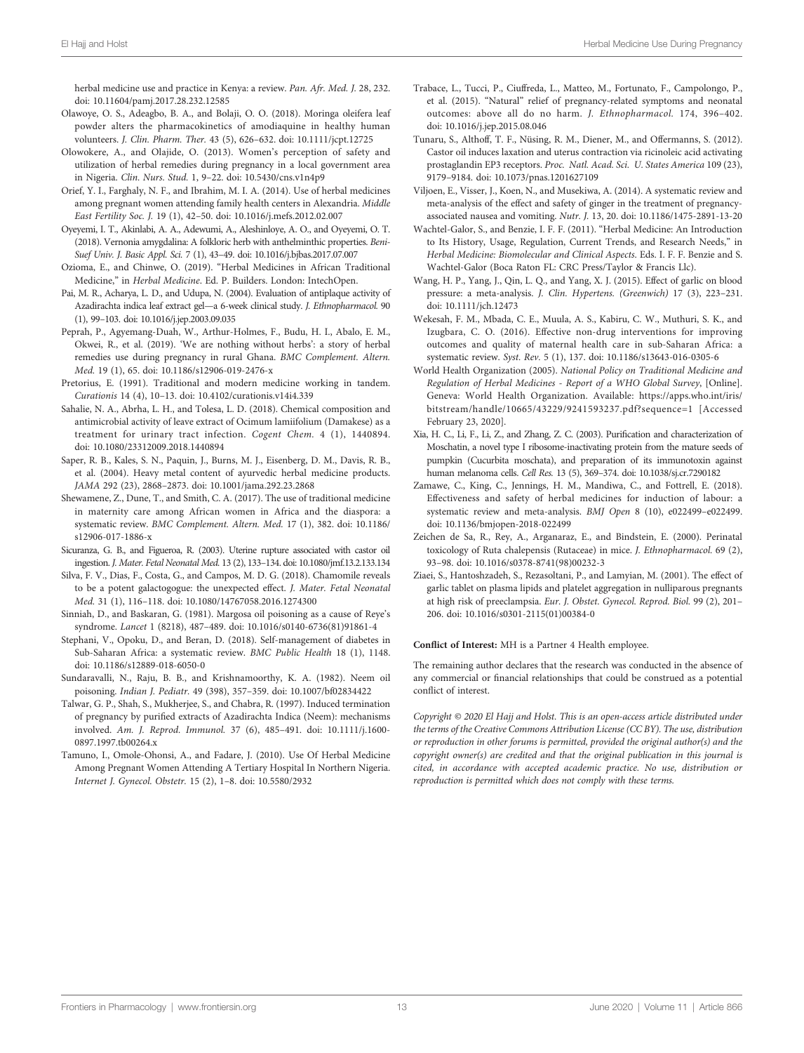herbal medicine use and practice in Kenya: a review. *Pan. Afr. Med. J.* 28, 232. doi: 10.11604/pamj.2017.28.232.12585

Olawoye, O. S., Adeagbo, B. A., and Bolaji, O. O. (2018). Moringa oleifera leaf powder alters the pharmacokinetics of amodiaquine in healthy human volunteers. *J. Clin. Pharm. Ther.* 43 (5), 626–632. doi: 10.1111/jcpt.12725

Olowokere, A., and Olajide, O. (2013). Women's perception of safety and utilization of herbal remedies during pregnancy in a local government area in Nigeria. *Clin. Nurs. Stud.* 1, 9–22. doi: 10.5430/cns.v1n4p9

Orief, Y. I., Farghaly, N. F., and Ibrahim, M. I. A. (2014). Use of herbal medicines among pregnant women attending family health centers in Alexandria. *Middle East Fertility Soc. J.* 19 (1), 42–50. doi: 10.1016/j.mefs.2012.02.007

Oyeyemi, I. T., Akinlabi, A. A., Adewumi, A., Aleshinloye, A. O., and Oyeyemi, O. T. (2018). Vernonia amygdalina: A folkloric herb with anthelminthic properties. *Beni-Suef Univ. J. Basic Appl. Sci.* 7 (1), 43–49. doi: 10.1016/j.bjbas.2017.07.007

Ozioma, E., and Chinwe, O. (2019). "Herbal Medicines in African Traditional Medicine," in *Herbal Medicine*. Ed. P. Builders. London: IntechOpen.

Pai, M. R., Acharya, L. D., and Udupa, N. (2004). Evaluation of antiplaque activity of Azadirachta indica leaf extract gel—a 6-week clinical study. *J. Ethnopharmacol.* 90 (1), 99–103. doi: 10.1016/j.jep.2003.09.035

Peprah, P., Agyemang-Duah, W., Arthur-Holmes, F., Budu, H. I., Abalo, E. M., Okwei, R., et al. (2019). 'We are nothing without herbs': a story of herbal remedies use during pregnancy in rural Ghana. *BMC Complement. Altern. Med.* 19 (1), 65. doi: 10.1186/s12906-019-2476-x

Pretorius, E. (1991). Traditional and modern medicine working in tandem. *Curationis* 14 (4), 10–13. doi: 10.4102/curationis.v14i4.339

Sahalie, N. A., Abrha, L. H., and Tolesa, L. D. (2018). Chemical composition and antimicrobial activity of leave extract of Ocimum lamiifolium (Damakese) as a treatment for urinary tract infection. *Cogent Chem.* 4 (1), 1440894. doi: 10.1080/23312009.2018.1440894

Saper, R. B., Kales, S. N., Paquin, J., Burns, M. J., Eisenberg, D. M., Davis, R. B., et al. (2004). Heavy metal content of ayurvedic herbal medicine products. *JAMA* 292 (23), 2868–2873. doi: 10.1001/jama.292.23.2868

Shewamene, Z., Dune, T., and Smith, C. A. (2017). The use of traditional medicine in maternity care among African women in Africa and the diaspora: a systematic review. *BMC Complement. Altern. Med.* 17 (1), 382. doi: 10.1186/s12906-017-1886-x

Sicuranza, G. B., and Figueroa, R. (2003). Uterine rupture associated with castor oil ingestion. *J. Mater. Fetal Neonatal Med.* 13 (2), 133–134. doi: 10.1080/jmf.13.2.133.134

Silva, F. V., Dias, F., Costa, G., and Campos, M. D. G. (2018). Chamomile reveals to be a potent galactogogue: the unexpected effect. *J. Mater. Fetal Neonatal Med.* 31 (1), 116–118. doi: 10.1080/14767058.2016.1274300

Sinniah, D., and Baskaran, G. (1981). Margosa oil poisoning as a cause of Reye's syndrome. *Lancet* 1 (8218), 487–489. doi: 10.1016/s0140-6736(81)91861-4

Stephani, V., Opoku, D., and Beran, D. (2018). Self-management of diabetes in Sub-Saharan Africa: a systematic review. *BMC Public Health* 18 (1), 1148. doi: 10.1186/s12889-018-6050-0

Sundaravalli, N., Raju, B. B., and Krishnamoorthy, K. A. (1982). Neem oil poisoning. *Indian J. Pediatr.* 49 (398), 357–359. doi: 10.1007/bf02834422

Talwar, G. P., Shah, S., Mukherjee, S., and Chabra, R. (1997). Induced termination of pregnancy by purified extracts of Azadirachta Indica (Neem): mechanisms involved. *Am. J. Reprod. Immunol.* 37 (6), 485–491. doi: 10.1111/j.1600-0897.1997.tb00264.x

Tamuno, I., Omole-Ohonsi, A., and Fadare, J. (2010). Use Of Herbal Medicine Among Pregnant Women Attending A Tertiary Hospital In Northern Nigeria. *Internet J. Gynecol. Obstetr.* 15 (2), 1–8. doi: 10.5580/2932

Trabace, L., Tucci, P., Ciuffreda, L., Matteo, M., Fortunato, F., Campolongo, P., et al. (2015). "Natural" relief of pregnancy-related symptoms and neonatal outcomes: above all do no harm. *J. Ethnopharmacol.* 174, 396–402. doi: 10.1016/j.jep.2015.08.046

Tunaru, S., Althoff, T. F., Nüsing, R. M., Diener, M., and Offermanns, S. (2012). Castor oil induces laxation and uterus contraction via ricinoleic acid activating prostaglandin EP3 receptors. *Proc. Natl. Acad. Sci. U. States America* 109 (23), 9179–9184. doi: 10.1073/pnas.1201627109

Viljoen, E., Visser, J., Koen, N., and Musekiwa, A. (2014). A systematic review and meta-analysis of the effect and safety of ginger in the treatment of pregnancy-associated nausea and vomiting. *Nutr. J.* 13, 20. doi: 10.1186/1475-2891-13-20

Wachtel-Galor, S., and Benzie, I. F. F. (2011). "Herbal Medicine: An Introduction to Its History, Usage, Regulation, Current Trends, and Research Needs," in *Herbal Medicine: Biomolecular and Clinical Aspects*. Eds. I. F. F. Benzie and S. Wachtel-Galor (Boca Raton FL: CRC Press/Taylor & Francis Llc).

Wang, H. P., Yang, J., Qin, L. Q., and Yang, X. J. (2015). Effect of garlic on blood pressure: a meta-analysis. *J. Clin. Hypertens. (Greenwich)* 17 (3), 223–231. doi: 10.1111/jch.12473

Wekesah, F. M., Mbada, C. E., Muula, A. S., Kabiru, C. W., Muthuri, S. K., and Izugbara, C. O. (2016). Effective non-drug interventions for improving outcomes and quality of maternal health care in sub-Saharan Africa: a systematic review. *Syst. Rev.* 5 (1), 137. doi: 10.1186/s13643-016-0305-6

World Health Organization (2005). *National Policy on Traditional Medicine and Regulation of Herbal Medicines - Report of a WHO Global Survey*, [Online]. Geneva: World Health Organization. Available: https://apps.who.int/iris/bitstream/handle/10665/43229/9241593237.pdf?sequence=1 [Accessed February 23, 2020].

Xia, H. C., Li, F., Li, Z., and Zhang, Z. C. (2003). Purification and characterization of Moschatin, a novel type I ribosome-inactivating protein from the mature seeds of pumpkin (Cucurbita moschata), and preparation of its immunotoxin against human melanoma cells. *Cell Res.* 13 (5), 369–374. doi: 10.1038/sj.cr.7290182

Zamawe, C., King, C., Jennings, H. M., Mandiwa, C., and Fottrell, E. (2018). Effectiveness and safety of herbal medicines for induction of labour: a systematic review and meta-analysis. *BMJ Open* 8 (10), e022499–e022499. doi: 10.1136/bmjopen-2018-022499

Zeichen de Sa, R., Rey, A., Arganaraz, E., and Bindstein, E. (2000). Perinatal toxicology of Ruta chalepensis (Rutaceae) in mice. *J. Ethnopharmacol.* 69 (2), 93–98. doi: 10.1016/s0378-8741(98)00232-3

Ziaei, S., Hantoshzadeh, S., Rezasoltani, P., and Lamyian, M. (2001). The effect of garlic tablet on plasma lipids and platelet aggregation in nulliparous pregnants at high risk of preeclampsia. *Eur. J. Obstet. Gynecol. Reprod. Biol.* 99 (2), 201–206. doi: 10.1016/s0301-2115(01)00384-0

**Conflict of Interest:** MH is a Partner 4 Health employee.

The remaining author declares that the research was conducted in the absence of any commercial or financial relationships that could be construed as a potential conflict of interest.

*Copyright © 2020 El Hajj and Holst. This is an open-access article distributed under the terms of the Creative Commons Attribution License (CC BY). The use, distribution or reproduction in other forums is permitted, provided the original author(s) and the copyright owner(s) are credited and that the original publication in this journal is cited, in accordance with accepted academic practice. No use, distribution or reproduction is permitted which does not comply with these terms.*